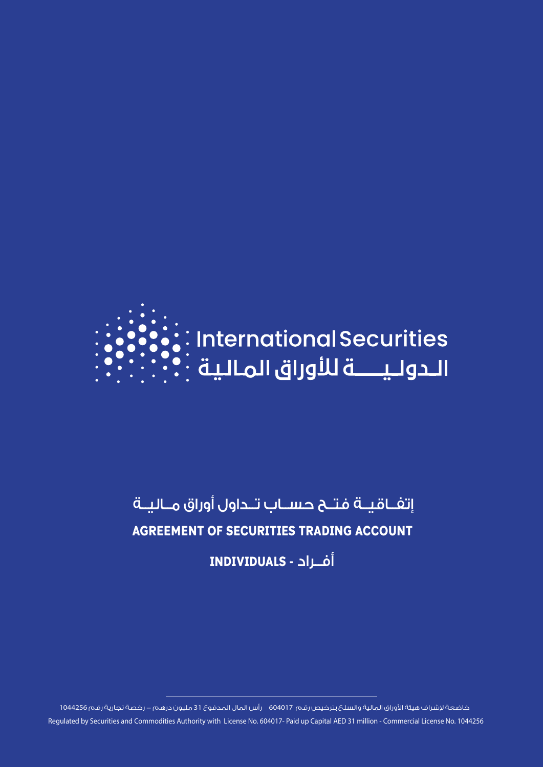International Securities

الـدولـيـــة للأوراق المـاليـة

# إتفـاقيـة فتـح حسـاب تـداول أوراق مـاليـة

# AGREEMENT OF SECURITIES TRADING ACCOUNT

## INDIVIDUALS - أفــراد

خاضعة لإشراف هيئة الأوراق المالية والسلع بترخيص رقم 604017 رأس المال المدفوع 31 مليون درهم – رخصة تجارية رقم 1044256

Regulated by Securities and Commodities Authority with License No. 604017- Paid up Capital AED 31 million - Commercial License No. 1044256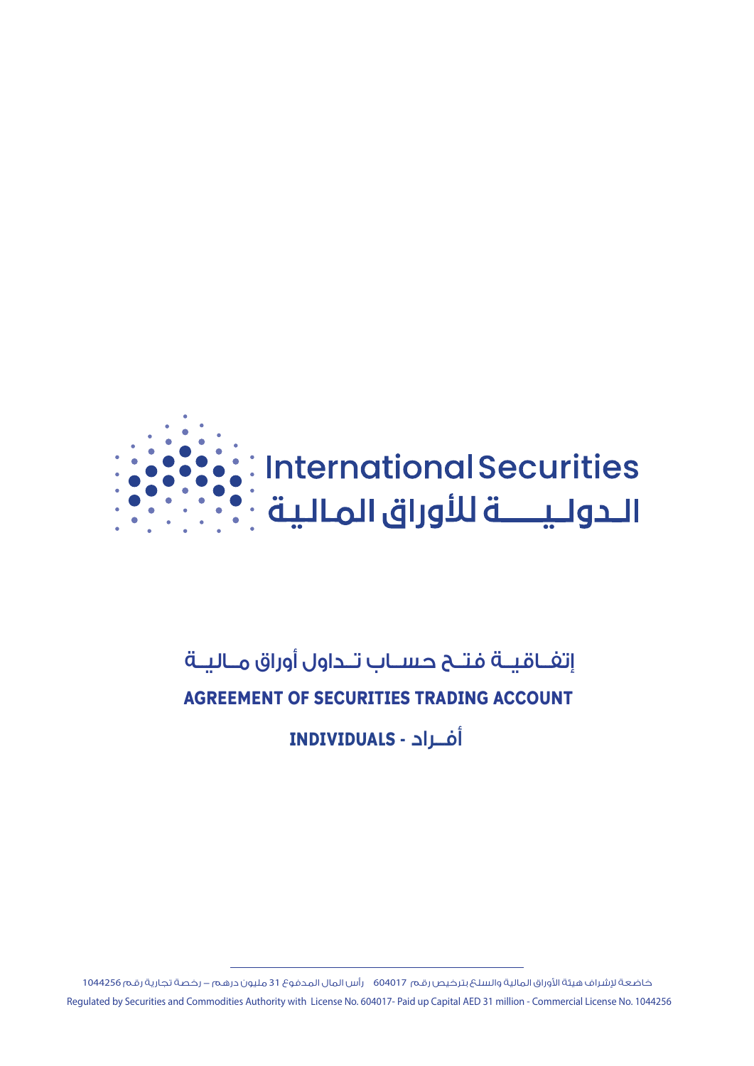International Securities

الدوليـــة للأوراق المالية

# إتفاقية فتح حساب تداول أوراق مالية

# AGREEMENT OF SECURITIES TRADING ACCOUNT

## INDIVIDUALS - أفراد

خاضعة لإشراف هيئة الأوراق المالية والسلع بترخيص رقم 604017 رأس المال المدفوع 31 مليون درهم – رخصة تجارية رقم 1044256

Regulated by Securities and Commodities Authority with License No. 604017- Paid up Capital AED 31 million - Commercial License No. 1044256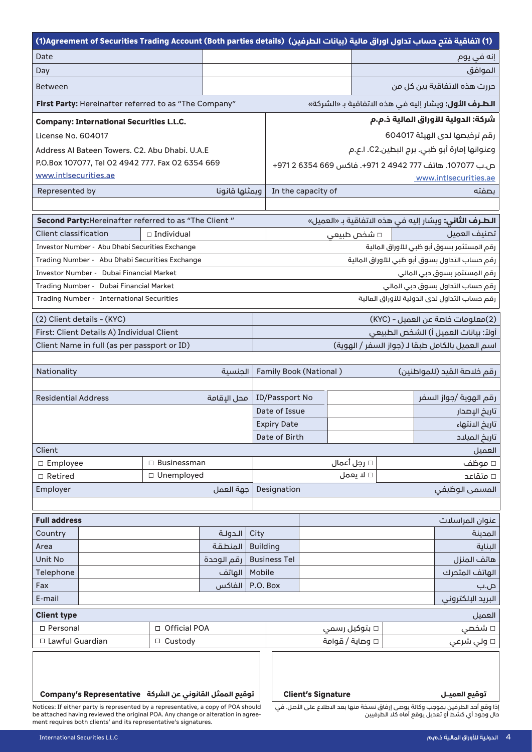## (1)Agreement of Securities Trading Account (Both parties details) (1) اتفاقية فتح حساب تداول اوراق مالية (بيانات الطرفين)

| | | |
|---|---|---|
| Date | | إنه في يوم |
| Day | | الموافق |
| Between | | حررت هذه الاتفاقية بين كل من |

**First Party:** Hereinafter referred to as "The Company" — **الطـرف الأول:** ويشار إليه في هذه الاتفاقية بـ «الشركة»

| | |
|---|---|
| **Company: International Securities L.L.C.** | **شركة: الدولية للأوراق المالية ذ.م.م** |
| License No. 604017 | رقم ترخيصها لدى الهيئة 604017 |
| Address Al Bateen Towers. C2. Abu Dhabi. U.A.E | وعنوانها إمارة أبو ظبي. برج البطين.C2. ا.ع.م |
| P.O.Box 107077, Tel 02 4942 777. Fax 02 6354 669 | ص.ب 107077. هاتف 777 4942 2 971+. فاكس 669 6354 2 971+ |
| www.intlsecurities.ae | www.intlsecurities.ae |

| | | | |
|---|---|---|---|
| Represented by | ويمثلها قانونا | In the capacity of | بصفته |
| | | | |

**Second Party:** Hereinafter referred to as "The Client " — **الطـرف الثاني:** ويشار إليه في هذه الاتفاقية بـ «العميل»

| | | | |
|---|---|---|---|
| Client classification | □ Individual | □ شخص طبيعي | تصنيف العميل |
| Investor Number - Abu Dhabi Securities Exchange | | | رقم المستثمر بسوق أبو ظبي للأوراق المالية |
| Trading Number - Abu Dhabi Securities Exchange | | | رقم حساب التداول بسوق أبو ظبي للأوراق المالية |
| Investor Number - Dubai Financial Market | | | رقم المستثمر بسوق دبي المالي |
| Trading Number - Dubai Financial Market | | | رقم حساب التداول بسوق دبي المالي |
| Trading Number - International Securities | | | رقم حساب التداول لدى الدولية للأوراق المالية |

| | |
|---|---|
| (2) Client details - (KYC) | (2)معلومات خاصة عن العميل - (KYC) |
| First: Client Details A) Individual Client | أولاً: بيانات العميل أ) الشخص الطبيعي |
| Client Name in full (as per passport or ID) | اسم العميل بالكامل طبقا لـ (جواز السفر / الهوية) |
| | |

| | | | |
|---|---|---|---|
| Nationality | الجنسية | Family Book (National ) | رقم خلاصة القيد (للمواطنين) |
| | | | |

| | | | | |
|---|---|---|---|---|
| Residential Address | محل الإقامة | ID/Passport No | | رقم الهوية /جواز السفر |
| | | Date of Issue | | تاريخ الإصدار |
| | | Expiry Date | | تاريخ الانتهاء |
| | | Date of Birth | | تاريخ الميلاد |

| | | | |
|---|---|---|---|
| Client | | | العميل |
| □ Employee | □ Businessman | □ رجل أعمال | □ موظف |
| □ Retired | □ Unemployed | □ لا يعمل | □ متقاعد |
| Employer | جهة العمل | Designation | المسمى الوظيفي |
| | | | |

**Full address** — عنوان المراسلات

| | | | | | |
|---|---|---|---|---|---|
| Country | | الـدولـة | City | | المدينة |
| Area | | المنطـقة | Building | | البناية |
| Unit No | | رقم الوحدة | Business Tel | | هاتف المنزل |
| Telephone | | الهاتف | Mobile | | الهاتف المتحرك |
| Fax | | الفاكس | P.O. Box | | ص.ب |
| E-mail | | | | | البريد الإلكتروني |

**Client type** — العميل

| | | | |
|---|---|---|---|
| □ Personal | □ Official POA | □ بتوكيل رسمي | □ شخصي |
| □ Lawful Guardian | □ Custody | □ وصاية / قوامة | □ ولي شرعي |

| | |
|---|---|
| **Company's Representative توقيع الممثل القانوني عن الشركة** | **Client's Signature توقيع العميـل** |

Notices: If either party is represented by a representative, a copy of POA should be attached having reviewed the original POA. Any change or alteration in agreement requires both clients' and its representative's signatures.

إذا وقع أحد الطرفين بموجب وكالة يوصى إرفاق نسخة منها بعد الاطلاع على الأصل. في حال وجود أي كشط أو تعديل يوقع أماه كلا الطرفيين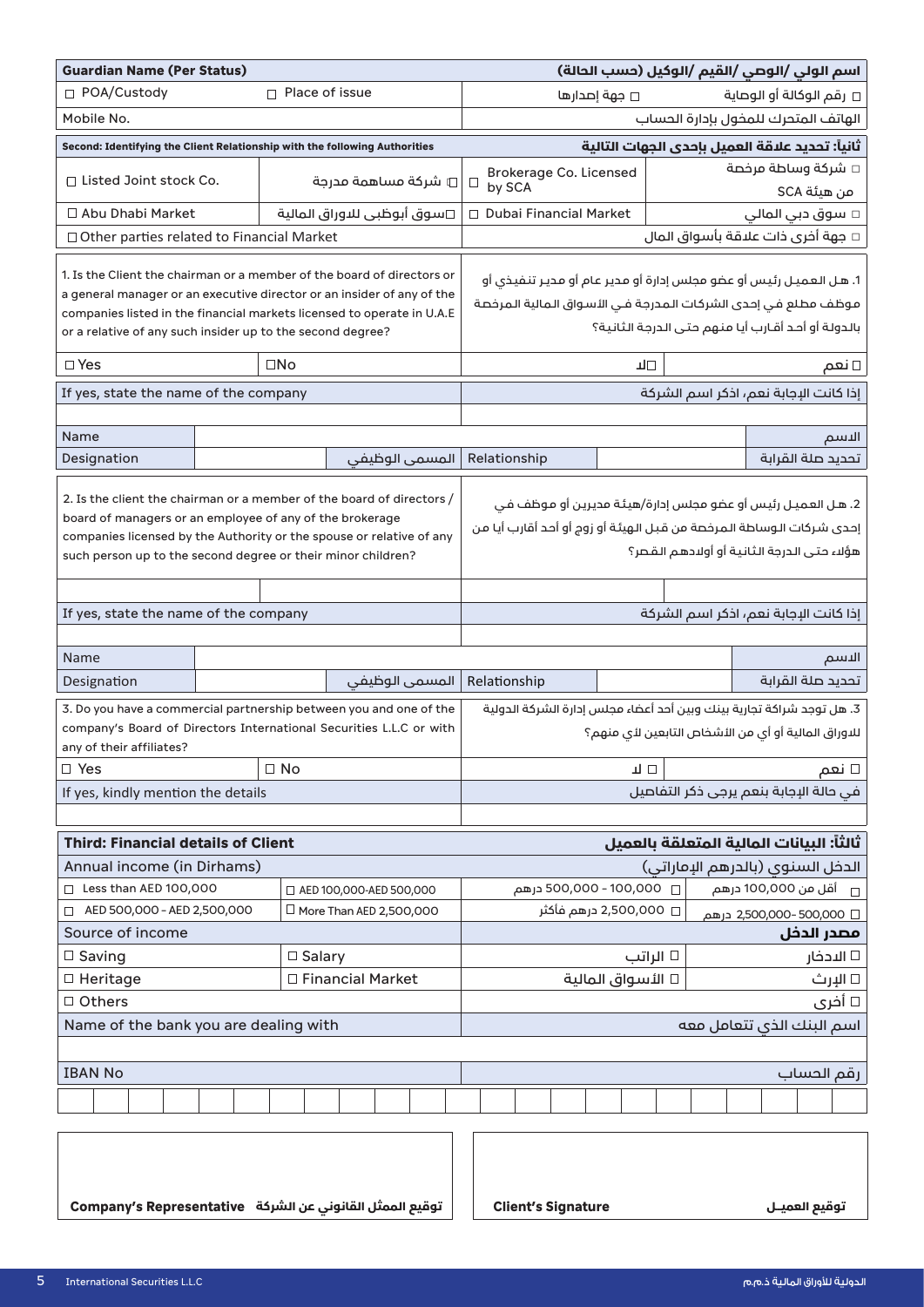| Guardian Name (Per Status) | | اسم الولي /الوصي /القيم /الوكيل (حسب الحالة) | |
|---|---|---|---|
| ☐ POA/Custody | ☐ Place of issue | ☐ جهة إصدارها | ☐ رقم الوكالة أو الوصاية |
| Mobile No. | | | الهاتف المتحرك للمخول بإدارة الحساب |

| **Second: Identifying the Client Relationship with the following Authorities** | | | **ثانياً: تحديد علاقة العميل بإحدى الجهات التالية** |
|---|---|---|---|
| ☐ Listed Joint stock Co. | ☐ شركة مساهمة مدرجة | ☐ Brokerage Co. Licensed by SCA | ☐ شركة وساطة مرخصة من هيئة SCA |
| ☐ Abu Dhabi Market | ☐سوق أبوظبي للاوراق المالية | ☐ Dubai Financial Market | ☐ سوق دبي المالي |
| ☐ Other parties related to Financial Market | | | ☐ جهة أخرى ذات علاقة بأسواق المال |

1. Is the Client the chairman or a member of the board of directors or a general manager or an executive director or an insider of any of the companies listed in the financial markets licensed to operate in U.A.E or a relative of any such insider up to the second degree?

1. هل العميل رئيس أو عضو مجلس إدارة أو مدير عام أو مدير تنفيذي أو موظف مطلع في إحدى الشركات المدرجة في الأسواق المالية المرخصة بالدولة أو أحد أقارب أيا منهم حتى الدرجة الثانية؟

| ☐ Yes | ☐No | ☐لا | ☐ نعم |
|---|---|---|---|
| If yes, state the name of the company | | | إذا كانت الإجابة نعم، اذكر اسم الشركة |
| | | | |
| Name | | | الاسم |
| Designation | المسمى الوظيفي | Relationship | تحديد صلة القرابة |

2. Is the client the chairman or a member of the board of directors / board of managers or an employee of any of the brokerage companies licensed by the Authority or the spouse or relative of any such person up to the second degree or their minor children?

2. هل العميل رئيس أو عضو مجلس إدارة/هيئة مديرين أو موظف في إحدى شركات الوساطة المرخصة من قبل الهيئة أو زوج أو أحد أقارب أيا من هؤلاء حتى الدرجة الثانية أو أولادهم القصر؟

| | | | |
|---|---|---|---|
| If yes, state the name of the company | | | إذا كانت الإجابة نعم، اذكر اسم الشركة |
| | | | |
| Name | | | الاسم |
| Designation | المسمى الوظيفي | Relationship | تحديد صلة القرابة |

3. Do you have a commercial partnership between you and one of the company's Board of Directors International Securities L.L.C or with any of their affiliates?

3. هل توجد شراكة تجارية بينك وبين أحد أعضاء مجلس إدارة الشركة الدولية للاوراق المالية أو أي من الأشخاص التابعين لأي منهم؟

| ☐ Yes | ☐ No | ☐ لا | ☐ نعم |
|---|---|---|---|
| If yes, kindly mention the details | | | في حالة الإجابة بنعم يرجى ذكر التفاصيل |
| | | | |

| **Third: Financial details of Client** | | | **ثالثاً: البيانات المالية المتعلقة بالعميل** |
|---|---|---|---|
| Annual income (in Dirhams) | | | الدخل السنوي (بالدرهم الإماراتي) |
| ☐ Less than AED 100,000 | ☐ AED 100,000-AED 500,000 | ☐ 100,000 - 500,000 درهم | ☐ أقل من 100,000 درهم |
| ☐ AED 500,000 - AED 2,500,000 | ☐ More Than AED 2,500,000 | ☐ 2,500,000 درهم فأكثر | ☐ 500,000-2,500,000 درهم |
| Source of income | | | **مصدر الدخل** |
| ☐ Saving | ☐ Salary | ☐ الراتب | ☐ الادخار |
| ☐ Heritage | ☐ Financial Market | ☐ الأسواق المالية | ☐ الإرث |
| ☐ Others | | | ☐ أخرى |
| Name of the bank you are dealing with | | | اسم البنك الذي تتعامل معه |
| | | | |
| IBAN No | | | رقم الحساب |
| | | | |

| **Company's Representative** توقيع الممثل القانوني عن الشركة | **Client's Signature** توقيع العميل |
|---|---|
| | |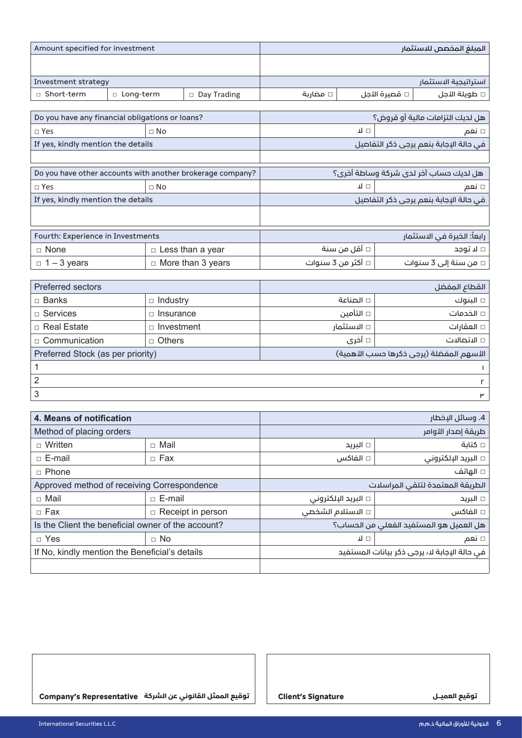| Amount specified for investment | | | المبلغ المخصص للاستثمار | | |
|---|---|---|---|---|---|
| | | | | | |
| Investment strategy | | | استراتيجية الاستثمار | | |
| □ Short-term | □ Long-term | □ Day Trading | □ مضاربة | □ قصيرة الأجل | □ طويلة الأجل |

| Do you have any financial obligations or loans? | | هل لديك التزامات مالية أو قروض؟ | |
|---|---|---|---|
| □ Yes | □ No | □ لا | □ نعم |
| If yes, kindly mention the details | | في حالة الإجابة بنعم يرجى ذكر التفاصيل | |
| | | | |

| Do you have other accounts with another brokerage company? | | هل لديك حساب آخر لدى شركة وساطة أخرى؟ | |
|---|---|---|---|
| □ Yes | □ No | □ لا | □ نعم |
| If yes, kindly mention the details | | في حالة الإجابة بنعم يرجى ذكر التفاصيل | |
| | | | |

| Fourth: Experience in Investments | | رابعاً: الخبرة في الاستثمار | |
|---|---|---|---|
| □ None | □ Less than a year | □ أقل من سنة | □ لا توجد |
| □ 1 – 3 years | □ More than 3 years | □ أكثر من 3 سنوات | □ من سنة إلى 3 سنوات |

| Preferred sectors | | القطاع المفضل | |
|---|---|---|---|
| □ Banks | □ Industry | □ الصناعة | □ البنوك |
| □ Services | □ Insurance | □ التأمين | □ الخدمات |
| □ Real Estate | □ Investment | □ الاستثمار | □ العقارات |
| □ Communication | □ Others | □ أخرى | □ الاتصالات |
| Preferred Stock (as per priority) | | الأسهم المفضلة (يرجى ذكرها حسب الأهمية) | |
| 1 | | | ١ |
| 2 | | | ٢ |
| 3 | | | ٣ |

| **4. Means of notification** | | .4 وسائل الإخطار | |
|---|---|---|---|
| Method of placing orders | | طريقة إصدار الأوامر | |
| □ Written | □ Mail | □ البريد | □ كتابة |
| □ E-mail | □ Fax | □ الفاكس | □ البريد الإلكتروني |
| □ Phone | | | □ الهاتف |
| Approved method of receiving Correspondence | | الطريقة المعتمدة لتلقي المراسلات | |
| □ Mail | □ E-mail | □ البريد الإلكتروني | □ البريد |
| □ Fax | □ Receipt in person | □ الاستلام الشخصي | □ الفاكس |
| Is the Client the beneficial owner of the account? | | هل العميل هو المستفيد الفعلي من الحساب؟ | |
| □ Yes | □ No | □ لا | □ نعم |
| If No, kindly mention the Beneficial's details | | في حالة الإجابة لا، يرجى ذكر بيانات المستفيد | |
| | | | |

| **Company's Representative** **توقيع الممثل القانوني عن الشركة** | **Client's Signature** **توقيع العميـل** |
|---|---|
| | |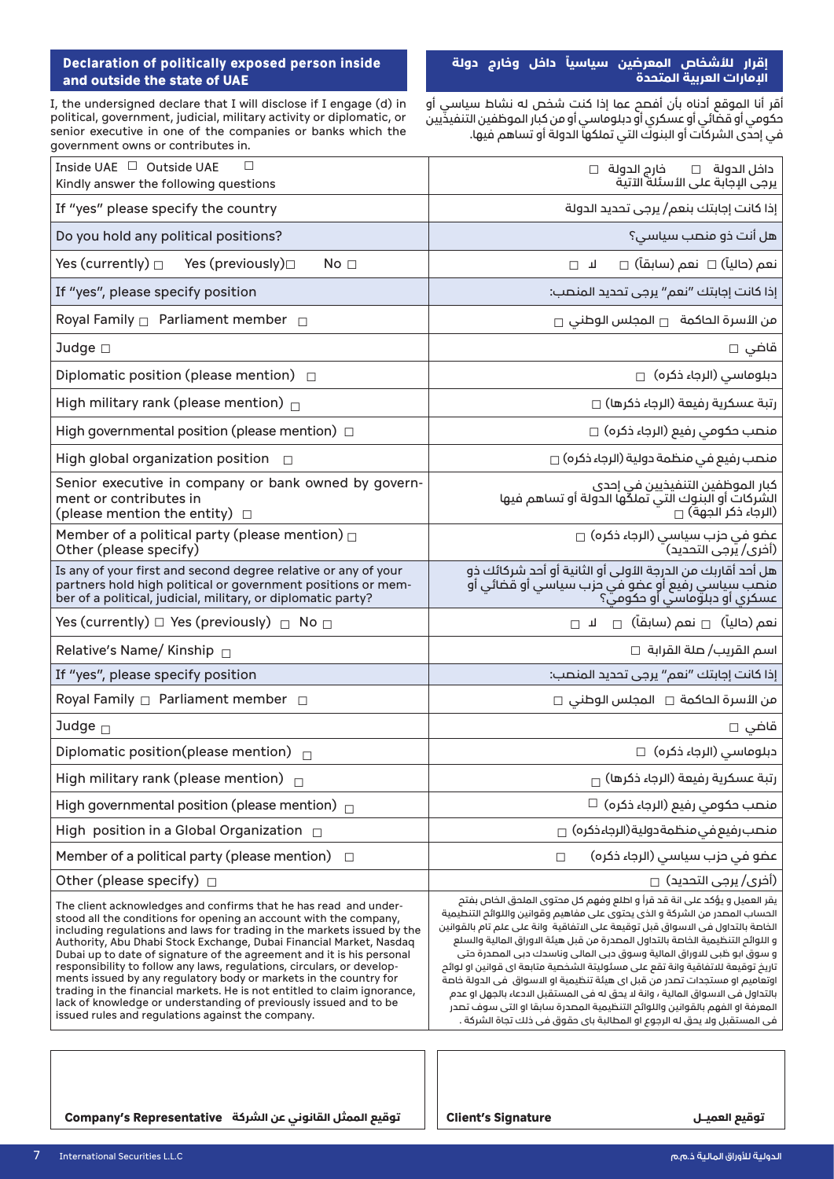## Declaration of politically exposed person inside and outside the state of UAE

## إقرار للأشخاص المعرضين سياسياً داخل وخارج دولة الإمارات العربية المتحدة

I, the undersigned declare that I will disclose if I engage (d) in political, government, judicial, military activity or diplomatic, or senior executive in one of the companies or banks which the government owns or contributes in.

أقر أنا الموقع أدناه بأن أفصح عما إذا كنت شخص له نشاط سياسي أو حكومي أو قضائي أو عسكري أو دبلوماسي أو من كبار الموظفين التنفيذيين في إحدى الشركات أو البنوك التي تملكها الدولة أو تساهم فيها.

| English | العربية |
|---|---|
| Inside UAE ☐ Outside UAE ☐<br>Kindly answer the following questions | داخل الدولة ☐ خارج الدولة ☐<br>يرجى الإجابة على الأسئلة الآتية |
| If "yes" please specify the country | إذا كانت إجابتك بنعم/ يرجى تحديد الدولة |
| Do you hold any political positions? | هل أنت ذو منصب سياسي؟ |
| Yes (currently) ☐ Yes (previously) ☐ No ☐ | نعم (حالياً) ☐ نعم (سابقاً) ☐ لا ☐ |
| If "yes", please specify position | إذا كانت إجابتك "نعم" يرجى تحديد المنصب: |
| Royal Family ☐ Parliament member ☐ | من الأسرة الحاكمة ☐ المجلس الوطني ☐ |
| Judge ☐ | قاضي ☐ |
| Diplomatic position (please mention) ☐ | دبلوماسي (الرجاء ذكره) ☐ |
| High military rank (please mention) ☐ | رتبة عسكرية رفيعة (الرجاء ذكرها) ☐ |
| High governmental position (please mention) ☐ | منصب حكومي رفيع (الرجاء ذكره) ☐ |
| High global organization position ☐ | منصب رفيع في منظمة دولية (الرجاء ذكره) ☐ |
| Senior executive in company or bank owned by government or contributes in<br>(please mention the entity) ☐ | كبار الموظفين التنفيذيين في إحدى الشركات أو البنوك التي تملكها الدولة أو تساهم فيها<br>(الرجاء ذكر الجهة) ☐ |
| Member of a political party (please mention) ☐<br>Other (please specify) | عضو في حزب سياسي (الرجاء ذكره) ☐<br>(أخرى/ يرجى التحديد) |
| Is any of your first and second degree relative or any of your partners hold high political or government positions or member of a political, judicial, military, or diplomatic party? | هل أحد أقاربك من الدرجة الأولى أو الثانية أو أحد شركائك ذو منصب سياسي رفيع أو عضو في حزب سياسي أو قضائي أو عسكري أو دبلوماسي أو حكومي؟ |
| Yes (currently) ☐ Yes (previously) ☐ No ☐ | نعم (حالياً) ☐ نعم (سابقاً) ☐ لا ☐ |
| Relative's Name/ Kinship ☐ | اسم القريب/ صلة القرابة ☐ |
| If "yes", please specify position | إذا كانت إجابتك "نعم" يرجى تحديد المنصب: |
| Royal Family ☐ Parliament member ☐ | من الأسرة الحاكمة ☐ المجلس الوطني ☐ |
| Judge ☐ | قاضي ☐ |
| Diplomatic position(please mention) ☐ | دبلوماسي (الرجاء ذكره) ☐ |
| High military rank (please mention) ☐ | رتبة عسكرية رفيعة (الرجاء ذكرها) ☐ |
| High governmental position (please mention) ☐ | منصب حكومي رفيع (الرجاء ذكره) ☐ |
| High position in a Global Organization ☐ | منصب رفيع في منظمة دولية (الرجاء ذكره) ☐ |
| Member of a political party (please mention) ☐ | عضو في حزب سياسي (الرجاء ذكره) ☐ |
| Other (please specify) ☐ | (أخرى/ يرجى التحديد) ☐ |

The client acknowledges and confirms that he has read and understood all the conditions for opening an account with the company, including regulations and laws for trading in the markets issued by the Authority, Abu Dhabi Stock Exchange, Dubai Financial Market, Nasdaq Dubai up to date of signature of the agreement and it is his personal responsibility to follow any laws, regulations, circulars, or developments issued by any regulatory body or markets in the country for trading in the financial markets. He is not entitled to claim ignorance, lack of knowledge or understanding of previously issued and to be issued rules and regulations against the company.

يقر العميل و يؤكد على انة قد قرأ و اطلع وفهم كل محتوى الملحق الخاص بفتح الحساب المصدر من الشركة و الذى يحتوى على مفاهيم وقوانين واللوائح التنظيمية الخاصة بالتداول فى الاسواق قبل توقيعة على الاتفاقية وانة على علم تام بالقوانين و اللوائح التنظيمية الخاصة بالتداول المصدرة من قبل هيئة الاوراق المالية والسلع و سوق ابو ظبى للاوراق المالية وسوق دبى المالى وناسدك دبى المصدرة حتى تاريخ توقيعة للاتفاقية وانة تقع على مسئوليتة الشخصية متابعة اى قوانين او لوائح اوتعاميم او مستجدات تصدر من قبل اى هيئة تنظيمية او الاسواق فى الدولة خاصة بالتداول فى الاسواق المالية ، وانة لا يحق له فى المستقبل الادعاء بالجهل او عدم المعرفة او الفهم بالقوانين واللوائح التنظيمية المصدرة سابقا او التى سوف تصدر فى المستقبل ولا يحق له الرجوع او المطالبة باى حقوق فى ذلك تجاة الشركة .

| توقيع الممثل القانوني عن الشركة Company's Representative | Client's Signature توقيع العميـل |
|---|---|
| | |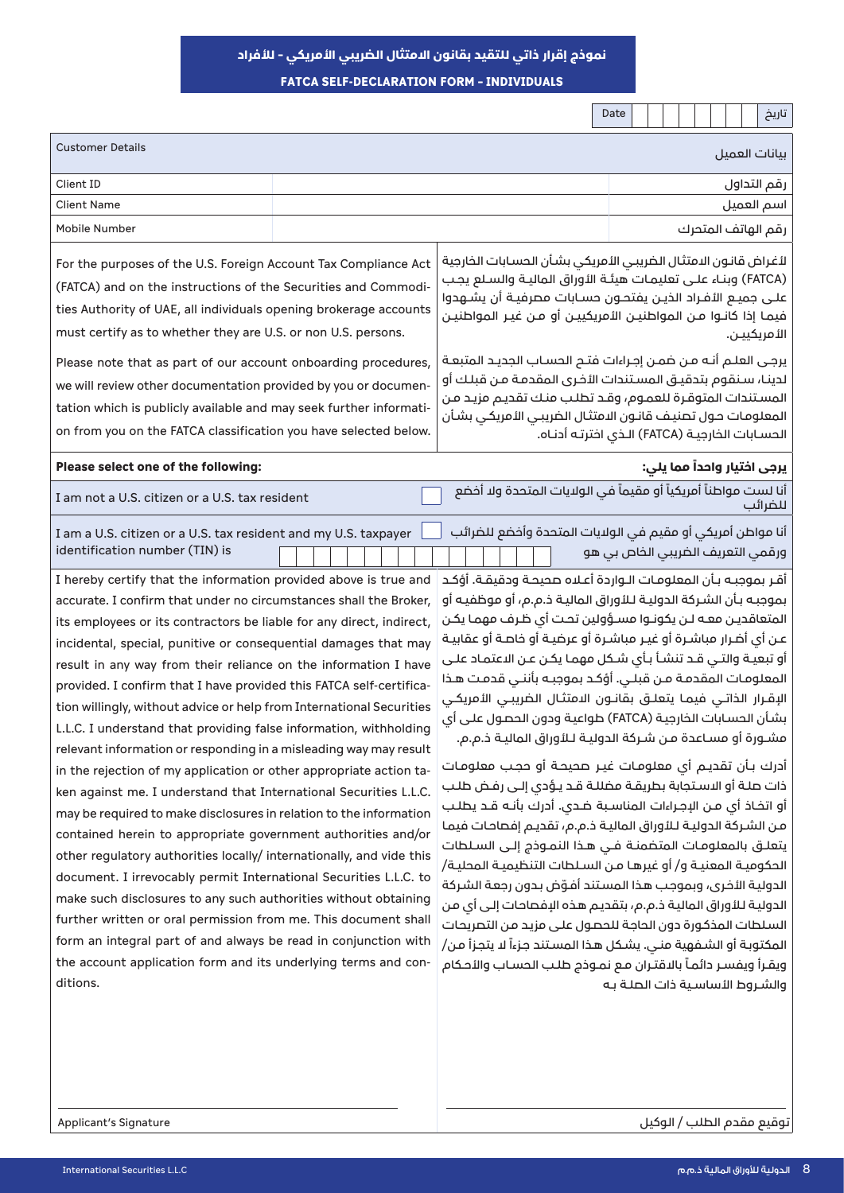# نموذج إقرار ذاتي للتقيد بقانون الامتثال الضريبي الأمريكي - للأفراد

## FATCA SELF-DECLARATION FORM - INDIVIDUALS

| Date | | تاريخ |
|---|---|---|

| Customer Details | | بيانات العميل |
|---|---|---|
| Client ID | | رقم التداول |
| Client Name | | اسم العميل |
| Mobile Number | | رقم الهاتف المتحرك |

For the purposes of the U.S. Foreign Account Tax Compliance Act (FATCA) and on the instructions of the Securities and Commodities Authority of UAE, all individuals opening brokerage accounts must certify as to whether they are U.S. or non U.S. persons.

لأغراض قانون الامتثال الضريبي الأمريكي بشأن الحسابات الخارجية (FATCA) وبناء على تعليمات هيئة الأوراق المالية والسلع يجب على جميع الأفراد الذين يفتحون حسابات مصرفية أن يشهدوا فيما إذا كانوا من المواطنين الأمريكيين أو من غير المواطنين الأمريكيين.

Please note that as part of our account onboarding procedures, we will review other documentation provided by you or documentation which is publicly available and may seek further information from you on the FATCA classification you have selected below.

يرجى العلم أنه من ضمن إجراءات فتح الحساب الجديد المتبعة لدينا، سنقوم بتدقيق المستندات الأخرى المقدمة من قبلك أو المستندات المتوفرة للعموم، وقد تطلب منك تقديم مزيد من المعلومات حول تصنيف قانون الامتثال الضريبي الأمريكي بشأن الحسابات الخارجية (FATCA) الذي اخترته أدناه.

**Please select one of the following:**

**يرجى اختيار واحداً مما يلي:**

☐ I am not a U.S. citizen or a U.S. tax resident

☐ أنا لست مواطناً أمريكياً أو مقيماً في الولايات المتحدة ولا أخضع للضرائب

☐ I am a U.S. citizen or a U.S. tax resident and my U.S. taxpayer identification number (TIN) is ____________

☐ أنا مواطن أمريكي أو مقيم في الولايات المتحدة وأخضع للضرائب ورقمي التعريف الضريبي الخاص بي هو

I hereby certify that the information provided above is true and accurate. I confirm that under no circumstances shall the Broker, its employees or its contractors be liable for any direct, indirect, incidental, special, punitive or consequential damages that may result in any way from their reliance on the information I have provided. I confirm that I have provided this FATCA self-certification willingly, without advice or help from International Securities L.L.C. I understand that providing false information, withholding relevant information or responding in a misleading way may result in the rejection of my application or other appropriate action taken against me. I understand that International Securities L.L.C. may be required to make disclosures in relation to the information contained herein to appropriate government authorities and/or other regulatory authorities locally/ internationally, and vide this document. I irrevocably permit International Securities L.L.C. to make such disclosures to any such authorities without obtaining further written or oral permission from me. This document shall form an integral part of and always be read in conjunction with the account application form and its underlying terms and conditions.

أقر بموجبه بأن المعلومات الواردة أعلاه صحيحة ودقيقة. أؤكد بموجبه بأن الشركة الدولية للأوراق المالية ذ.م.م، أو موظفيه أو المتعاقدين معه لن يكونوا مسؤولين تحت أي ظرف مهما يكن عن أي أضرار مباشرة أو غير مباشرة أو عرضية أو خاصة أو عقابية أو تبعية والتي قد تنشأ بأي شكل مهما يكن عن الاعتماد على المعلومات المقدمة من قبلي. أؤكد بموجبه بأنني قدمت هذا الإقرار الذاتي فيما يتعلق بقانون الامتثال الضريبي الأمريكي بشأن الحسابات الخارجية (FATCA) طواعية ودون الحصول على أي مشورة أو مساعدة من شركة الدولية للأوراق المالية ذ.م.م.

أدرك بأن تقديم أي معلومات غير صحيحة أو حجب معلومات ذات صلة أو الاستجابة بطريقة مضللة قد يؤدي إلى رفض طلب أو اتخاذ أي من الإجراءات المناسبة ضدي. أدرك بأنه قد يطلب من الشركة الدولية للأوراق المالية ذ.م.م، تقديم إفصاحات فيما يتعلق بالمعلومات المتضمنة في هذا النموذج إلى السلطات الحكومية المعنية و/ أو غيرها من السلطات التنظيمية المحلية/ الدولية الأخرى، وبموجب هذا المستند أفوّض بدون رجعة الشركة الدولية للأوراق المالية ذ.م.م، بتقديم هذه الإفصاحات إلى أي من السلطات المذكورة دون الحاجة للحصول على مزيد من التصريحات المكتوبة أو الشفهية مني. يشكل هذا المستند جزءاً لا يتجزأ من/ ويقرأ ويفسر دائماً بالاقتران مع نموذج طلب الحساب والأحكام والشروط الأساسية ذات الصلة به

Applicant's Signature ____________________

توقيع مقدم الطلب / الوكيل ____________________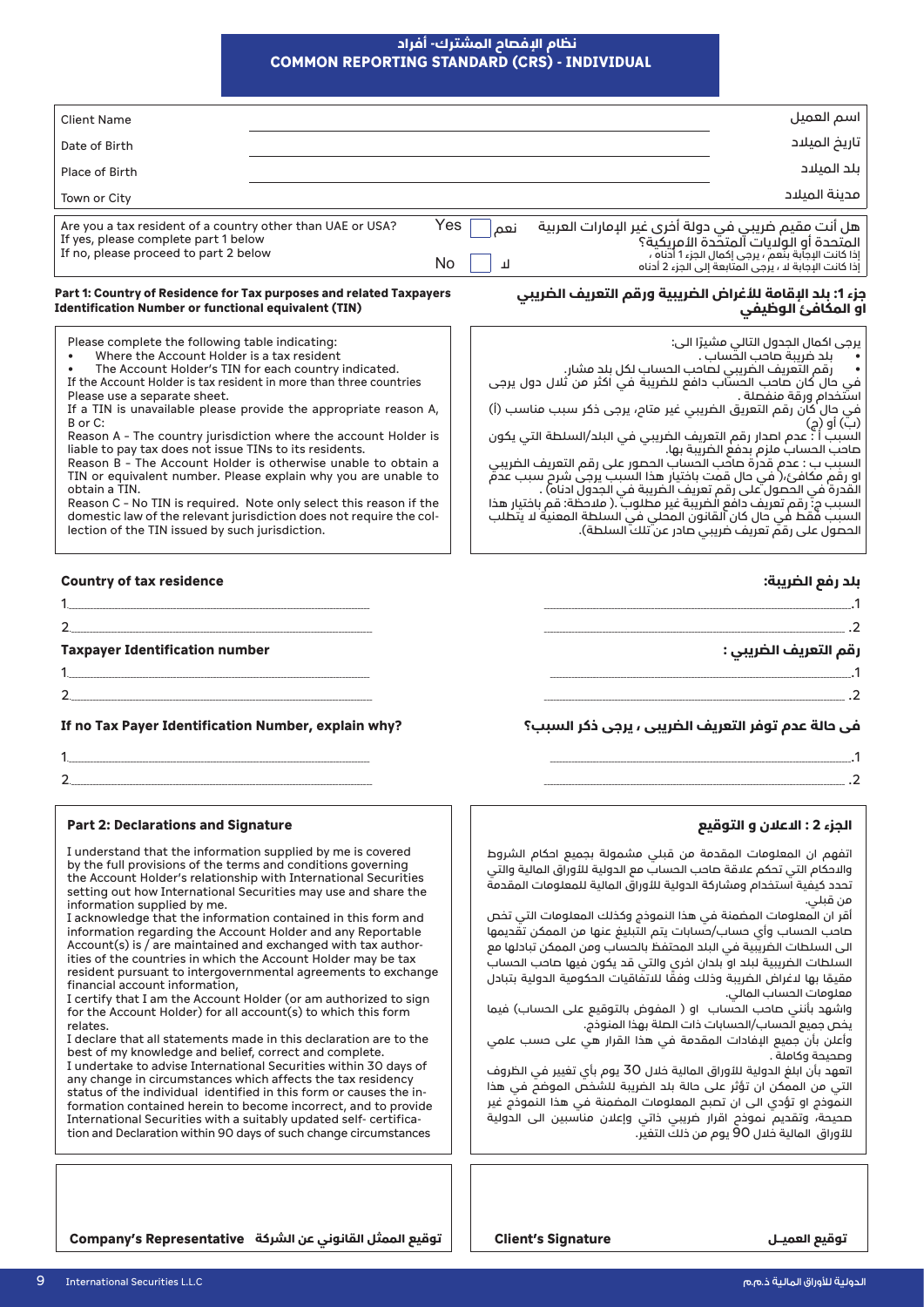# نظام الإفصاح المشترك- أفراد
# COMMON REPORTING STANDARD (CRS) - INDIVIDUAL

| | | |
|---|---|---|
| Client Name | | اسم العميل |
| Date of Birth | | تاريخ الميلاد |
| Place of Birth | | بلد الميلاد |
| Town or City | | مدينة الميلاد |

Are you a tax resident of a country other than UAE or USA?
If yes, please complete part 1 below
If no, please proceed to part 2 below

Yes ☐ نعم
No ☐ لا

هل أنت مقيم ضريبي في دولة أخرى غير الإمارات العربية المتحدة أو الولايات المتحدة الأمريكية؟
إذا كانت الإجابة بنعم ، يرجى إكمال الجزء 1 أدناه ،
إذا كانت الإجابة لا ، يرجى المتابعة إلى الجزء 2 أدناه

## Part 1: Country of Residence for Tax purposes and related Taxpayers Identification Number or functional equivalent (TIN)

## جزء 1: بلد الإقامة للأغراض الضريبية ورقم التعريف الضريبي او المكافئ الوظيفي

Please complete the following table indicating:

- Where the Account Holder is a tax resident
- The Account Holder's TIN for each country indicated.

If the Account Holder is tax resident in more than three countries Please use a separate sheet.

If a TIN is unavailable please provide the appropriate reason A, B or C:

Reason A – The country jurisdiction where the Account holder is liable to pay tax does not issue TINs to its residents.

Reason B – The Account Holder is otherwise unable to obtain a TIN or equivalent number. Please explain why you are unable to obtain a TIN.

Reason C – No TIN is required. Note only select this reason if the domestic law of the relevant jurisdiction does not require the collection of the TIN issued by such jurisdiction.

يرجى اكمال الجدول التالي مشيرًا الى:

- بلد ضريبة صاحب الحساب .
- رقم التعريف الضريبي لصاحب الحساب لكل بلد مشار.

في حال كان صاحب الحساب دافع للضريبة في أكثر من ثلاث دول يرجى استخدام ورقة منفصلة .

في حال كان رقم التعريق الضريبي غير متاح، يرجى ذكر سبب مناسب (أ) (ب) أو (ج)

السبب أ : عدم اصدار رقم التعريف الضريبي في البلد/السلطة التي يكون صاحب الحساب ملزم بدفع الضريبة بها.

السبب ب : عدم قدرة صاحب الحساب الحصور على رقم التعريف الضريبي او رقم مكافئ.( في حال قمت باختيار هذا السبب يرجى شرح سبب عدم القدرة في الحصول على رقم تعريف الضريبة في الجدول ادناه) .

السبب ج: رقم تعريف دافع الضريبة غير مطلوب .( ملاحظة: قم باختيار هذا السبب فقط في حال كان القانون المحلي في السلطة المعنية لا يتطلب الحصول على رقم تعريف ضريبي صادر عن تلك السلطة).

**Country of tax residence** / **بلد رفع الضريبة:**

1. ____________________
2. ____________________

**Taxpayer Identification number** / **رقم التعريف الضريبي :**

1. ____________________
2. ____________________

**If no Tax Payer Identification Number, explain why?** / **في حالة عدم توفر التعريف الضريبى ، يرجى ذكر السبب؟**

1. ____________________
2. ____________________

## Part 2: Declarations and Signature

I understand that the information supplied by me is covered by the full provisions of the terms and conditions governing the Account Holder's relationship with International Securities setting out how International Securities may use and share the information supplied by me.

I acknowledge that the information contained in this form and information regarding the Account Holder and any Reportable Account(s) is / are maintained and exchanged with tax authorities of the countries in which the Account Holder may be tax resident pursuant to intergovernmental agreements to exchange financial account information,

I certify that I am the Account Holder (or am authorized to sign for the Account Holder) for all account(s) to which this form relates.

I declare that all statements made in this declaration are to the best of my knowledge and belief, correct and complete.

I undertake to advise International Securities within 30 days of any change in circumstances which affects the tax residency status of the individual identified in this form or causes the information contained herein to become incorrect, and to provide International Securities with a suitably updated self- certification and Declaration within 90 days of such change circumstances

## الجزء 2 : الاعلان و التوقيع

اتفهم ان المعلومات المقدمة من قبلي مشمولة بجميع احكام الشروط والاحكام التي تحكم علاقة صاحب الحساب مع الدولية للاوراق المالية والتي تحدد كيفية استخدام ومشاركة الدولية للاوراق المالية للمعلومات المقدمة من قبلي.

أقر ان المعلومات المضمنة في هذا النموذج وكذلك المعلومات التي تخص صاحب الحساب وأي حساب/حسابات يتم التبليغ عنها من الممكن تقديمها الى السلطات الضريبية في البلد المحتفظ بالحساب ومن الممكن تبادلها مع السلطات الضريبية لبلد او بلدان اخرى والتي قد يكون فيها صاحب الحساب مقيمًا بها لاغراض الضريبة وذلك وفقًا للاتفاقيات الحكومية الدولية بتبادل معلومات الحساب المالي.

واشهد بأنني صاحب الحساب او ( المفوض بالتوقيع على الحساب) فيما يخص جميع الحساب/الحسابات ذات الصلة بهذا النموذج.

وأعلن بأن جميع الإفادات المقدمة في هذا القرار هي على حسب علمي وصحيحة وكاملة .

اتعهد بأن ابلغ الدولية للاوراق المالية خلال 30 يوم بأي تغيير في الظروف التي من الممكن ان تؤثر على حالة بلد الضريبة للشخص الموضح في هذا النموذج او تؤدي الى ان تصبح المعلومات المضمنة في هذا النموذج غير صحيحة، وتقديم نموذج اقرار ضريبي ذاتي وإعلان مناسبين الى الدولية للاوراق المالية خلال 90 يوم من ذلك التغير.

| توقيع الممثل القانوني عن الشركة Company's Representative | Client's Signature توقيع العميـل |
|---|---|
| | |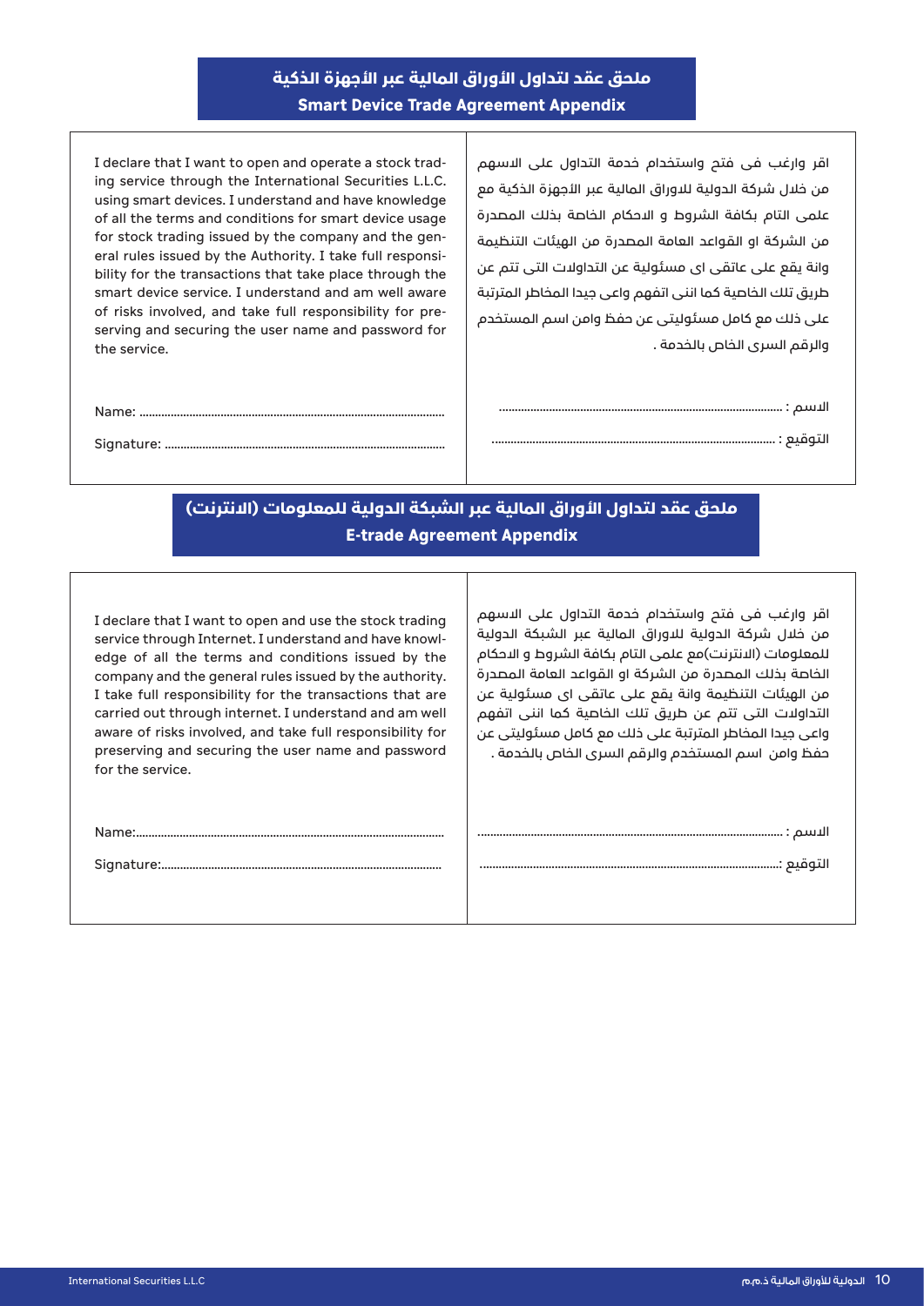## ملحق عقد لتداول الأوراق المالية عبر الأجهزة الذكية
## Smart Device Trade Agreement Appendix

I declare that I want to open and operate a stock trading service through the International Securities L.L.C. using smart devices. I understand and have knowledge of all the terms and conditions for smart device usage for stock trading issued by the company and the general rules issued by the Authority. I take full responsibility for the transactions that take place through the smart device service. I understand and am well aware of risks involved, and take full responsibility for preserving and securing the user name and password for the service.

Name: ..............................................................................................

Signature: ......................................................................................

اقر وارغب فى فتح واستخدام خدمة التداول على الاسهم من خلال شركة الدولية للاوراق المالية عبر الأجهزة الذكية مع علمى التام بكافة الشروط و الاحكام الخاصة بذلك المصدرة من الشركة او القواعد العامة المصدرة من الهيئات التنظيمة وانة يقع على عاتقى اى مسئولية عن التداولات التى تتم عن طريق تلك الخاصية كما اننى اتفهم واعى جيدا المخاطر المترتبة على ذلك مع كامل مسئوليتى عن حفظ وامن اسم المستخدم والرقم السرى الخاص بالخدمة .

الاسم : ..........................................................................................

التوقيع : ..........................................................................................

## ملحق عقد لتداول الأوراق المالية عبر الشبكة الدولية للمعلومات (الانترنت)
## E-trade Agreement Appendix

I declare that I want to open and use the stock trading service through Internet. I understand and have knowledge of all the terms and conditions issued by the company and the general rules issued by the authority. I take full responsibility for the transactions that are carried out through internet. I understand and am well aware of risks involved, and take full responsibility for preserving and securing the user name and password for the service.

Name:...............................................................................................

Signature:.......................................................................................

اقر وارغب فى فتح واستخدام خدمة التداول على الاسهم من خلال شركة الدولية للاوراق المالية عبر الشبكة الدولية للمعلومات (الانترنت)مع علمى التام بكافة الشروط و الاحكام الخاصة بذلك المصدرة من الشركة او القواعد العامة المصدرة من الهيئات التنظيمة وانة يقع على عاتقى اى مسئولية عن التداولات التى تتم عن طريق تلك الخاصية كما اننى اتفهم واعى جيدا المخاطر المترتبة على ذلك مع كامل مسئوليتى عن حفظ وامن اسم المستخدم والرقم السرى الخاص بالخدمة .

الاسم : ..........................................................................................

التوقيع :..........................................................................................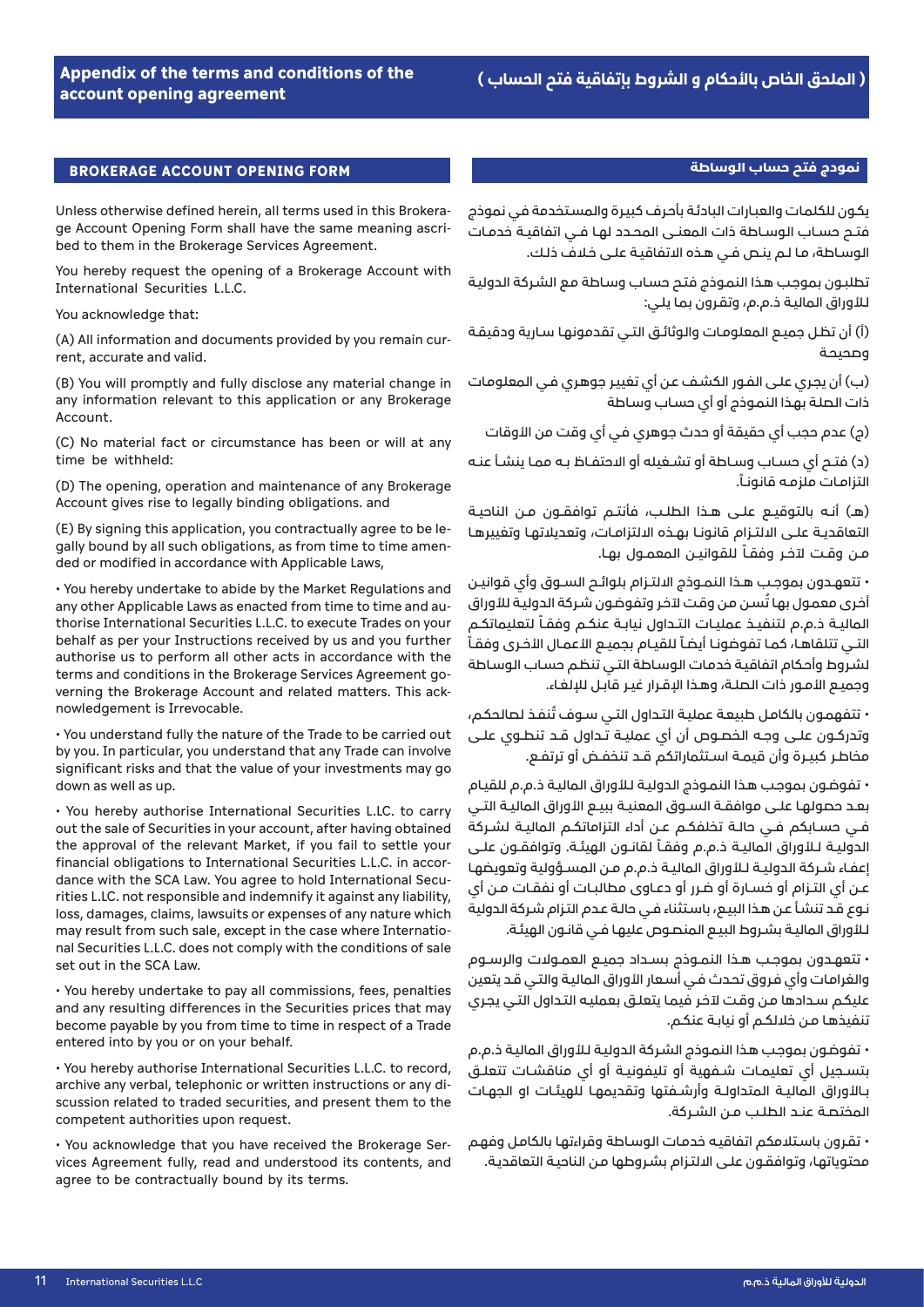## Appendix of the terms and conditions of the account opening agreement

## ( الملحق الخاص بالأحكام و الشروط بإتفاقية فتح الحساب )

### BROKERAGE ACCOUNT OPENING FORM

Unless otherwise defined herein, all terms used in this Brokerage Account Opening Form shall have the same meaning ascribed to them in the Brokerage Services Agreement.

You hereby request the opening of a Brokerage Account with International Securities L.L.C.

You acknowledge that:

(A) All information and documents provided by you remain current, accurate and valid.

(B) You will promptly and fully disclose any material change in any information relevant to this application or any Brokerage Account.

(C) No material fact or circumstance has been or will at any time be withheld:

(D) The opening, operation and maintenance of any Brokerage Account gives rise to legally binding obligations. and

(E) By signing this application, you contractually agree to be legally bound by all such obligations, as from time to time amended or modified in accordance with Applicable Laws,

• You hereby undertake to abide by the Market Regulations and any other Applicable Laws as enacted from time to time and authorise International Securities L.L.C. to execute Trades on your behalf as per your Instructions received by us and you further authorise us to perform all other acts in accordance with the terms and conditions in the Brokerage Services Agreement governing the Brokerage Account and related matters. This acknowledgement is Irrevocable.

• You understand fully the nature of the Trade to be carried out by you. In particular, you understand that any Trade can involve significant risks and that the value of your investments may go down as well as up.

• You hereby authorise International Securities L.LC. to carry out the sale of Securities in your account, after having obtained the approval of the relevant Market, if you fail to settle your financial obligations to International Securities L.L.C. in accordance with the SCA Law. You agree to hold International Securities L.LC. not responsible and indemnify it against any liability, loss, damages, claims, lawsuits or expenses of any nature which may result from such sale, except in the case where International Securities L.L.C. does not comply with the conditions of sale set out in the SCA Law.

• You hereby undertake to pay all commissions, fees, penalties and any resulting differences in the Securities prices that may become payable by you from time to time in respect of a Trade entered into by you or on your behalf.

• You hereby authorise International Securities L.L.C. to record, archive any verbal, telephonic or written instructions or any discussion related to traded securities, and present them to the competent authorities upon request.

• You acknowledge that you have received the Brokerage Services Agreement fully, read and understood its contents, and agree to be contractually bound by its terms.

### نموذج فتح حساب الوساطة

يكون للكلمات والعبارات البادئة بأحرف كبيرة والمستخدمة في نموذج فتح حساب الوساطة ذات المعنى المحدد لها في اتفاقية خدمات الوساطة، ما لم ينص في هذه الاتفاقية على خلاف ذلك.

تطلبون بموجب هذا النموذج فتح حساب وساطة مع الشركة الدولية للأوراق المالية ذ.م.م، وتقرون بما يلي:

(أ) أن تظل جميع المعلومات والوثائق التي تقدمونها سارية ودقيقة وصحيحة

(ب) أن يجري على الفور الكشف عن أي تغيير جوهري في المعلومات ذات الصلة بهذا النموذج أو أي حساب وساطة

(ج) عدم حجب أي حقيقة أو حدث جوهري في أي وقت من الأوقات

(د) فتح أي حساب وساطة أو تشغيله أو الاحتفاظ به مما ينشأ عنه التزامات ملزمه قانوناً.

(هـ) أنه بالتوقيع على هذا الطلب، فأنتم توافقون من الناحية التعاقدية على الالتزام قانونا بهذه الالتزامات، وتعديلاتها وتغييرها من وقت لآخر وفقاً للقوانين المعمول بها.

• تتعهدون بموجب هذا النموذج الالتزام بلوائح السوق وأي قوانين أخرى معمول بها تُسن من وقت لآخر وتفوضون شركة الدولية للأوراق المالية ذ.م.م لتنفيذ عمليات التداول نيابة عنكم وفقاً لتعليماتكم التي تتلقاها، كما تفوضونا أيضاً للقيام بجميع الأعمال الأخرى وفقاً لشروط وأحكام اتفاقية خدمات الوساطة التي تنظم حساب الوساطة وجميع الأمور ذات الصلة، وهذا الإقرار غير قابل للإلغاء.

• تتفهمون بالكامل طبيعة عملية التداول التي سوف تُنفذ لصالحكم، وتدركون على وجه الخصوص أن أي عملية تداول قد تنطوي على مخاطر كبيرة وأن قيمة استثماراتكم قد تنخفض أو ترتفع.

• تفوضون بموجب هذا النموذج الدولية للأوراق المالية ذ.م.م للقيام بعد حصولها على موافقة السوق المعنية ببيع الأوراق المالية التي في حسابكم في حالة تخلفكم عن أداء التزاماتكم المالية لشركة الدولية للأوراق المالية ذ.م.م وفقاً لقانون الهيئة. وتوافقون على إعفاء شركة الدولية للأوراق المالية ذ.م.م من المسؤولية وتعويضها عن أي التزام أو خسارة أو ضرر أو دعاوى مطالبات أو نفقات من أي نوع قد تنشأ عن هذا البيع، باستثناء في حالة عدم التزام شركة الدولية للأوراق المالية بشروط البيع المنصوص عليها في قانون الهيئة.

• تتعهدون بموجب هذا النموذج بسداد جميع العمولات والرسوم والغرامات وأي فروق تحدث في أسعار الأوراق المالية والتي قد يتعين عليكم سدادها من وقت لآخر فيما يتعلق بعمليه التداول التي يجري تنفيذها من خلالكم أو نيابة عنكم.

• تفوضون بموجب هذا النموذج الشركة الدولية للأوراق المالية ذ.م.م بتسجيل أي تعليمات شفهية أو تليفونية أو أي مناقشات تتعلق بالأوراق المالية المتداولة وأرشفتها وتقديمها للهيئات او الجهات المختصة عند الطلب من الشركة.

• تقرون باستلامكم اتفاقيه خدمات الوساطة وقراءتها بالكامل وفهم محتوياتها، وتوافقون على الالتزام بشروطها من الناحية التعاقدية.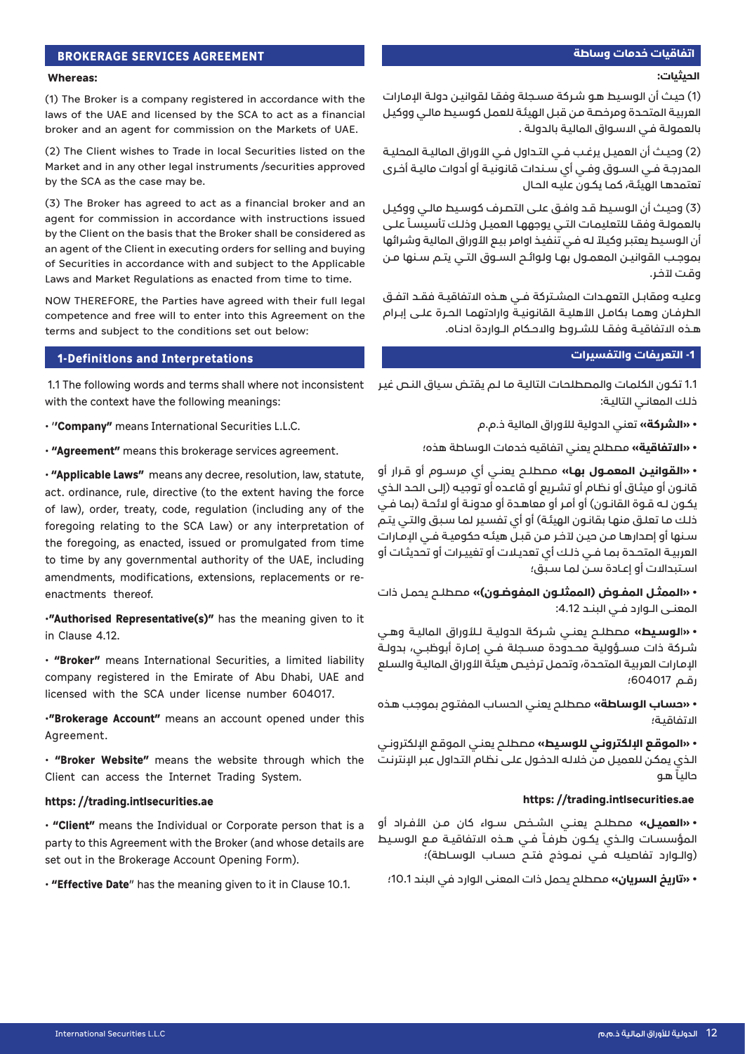## BROKERAGE SERVICES AGREEMENT

**Whereas:**

(1) The Broker is a company registered in accordance with the laws of the UAE and licensed by the SCA to act as a financial broker and an agent for commission on the Markets of UAE.

(2) The Client wishes to Trade in local Securities listed on the Market and in any other legal instruments /securities approved by the SCA as the case may be.

(3) The Broker has agreed to act as a financial broker and an agent for commission in accordance with instructions issued by the Client on the basis that the Broker shall be considered as an agent of the Client in executing orders for selling and buying of Securities in accordance with and subject to the Applicable Laws and Market Regulations as enacted from time to time.

NOW THEREFORE, the Parties have agreed with their full legal competence and free will to enter into this Agreement on the terms and subject to the conditions set out below:

## 1-Definitions and Interpretations

1.1 The following words and terms shall where not inconsistent with the context have the following meanings:

- **"Company"** means International Securities L.L.C.
- **"Agreement"** means this brokerage services agreement.
- **"Applicable Laws"** means any decree, resolution, law, statute, act. ordinance, rule, directive (to the extent having the force of law), order, treaty, code, regulation (including any of the foregoing relating to the SCA Law) or any interpretation of the foregoing, as enacted, issued or promulgated from time to time by any governmental authority of the UAE, including amendments, modifications, extensions, replacements or re-enactments thereof.
- **"Authorised Representative(s)"** has the meaning given to it in Clause 4.12.
- **"Broker"** means International Securities, a limited liability company registered in the Emirate of Abu Dhabi, UAE and licensed with the SCA under license number 604017.
- **"Brokerage Account"** means an account opened under this Agreement.
- **"Broker Website"** means the website through which the Client can access the Internet Trading System.

**https: //trading.intlsecurities.ae**

- **"Client"** means the Individual or Corporate person that is a party to this Agreement with the Broker (and whose details are set out in the Brokerage Account Opening Form).
- **"Effective Date"** has the meaning given to it in Clause 10.1.

## اتفاقيات خدمات وساطة

**الحيثيات:**

(1) حيث أن الوسيط هو شركة مسجلة وفقا لقوانين دولة الإمارات العربية المتحدة ومرخصة من قبل الهيئة للعمل كوسيط مالي ووكيل بالعمولة في الاسواق المالية بالدولة .

(2) وحيث أن العميل يرغب في التداول في الأوراق المالية المحلية المدرجة في السوق وفي أي سندات قانونية أو أدوات مالية أخرى تعتمدها الهيئة، كما يكون عليه الحال

(3) وحيث أن الوسيط قد وافق على التصرف كوسيط مالي ووكيل بالعمولة وفقا للتعليمات التي يوجهها العميل وذلك تأسيساً على أن الوسيط يعتبر وكيلا له في تنفيذ اوامر بيع الأوراق المالية وشرائها بموجب القوانين المعمول بها ولوائح السوق التي يتم سنها من وقت لاخر.

وعليه ومقابل التعهدات المشتركة في هذه الاتفاقية فقد اتفق الطرفان وهما بكامل الأهلية القانونية وارادتهما الحرة على إبرام هذه الاتفاقية وفقا للشروط والاحكام الواردة ادناه.

## 1- التعريفات والتفسيرات

1.1 تكون الكلمات والمصطلحات التالية ما لم يقتض سياق النص غير ذلك المعاني التالية:

- **«الشركة»** تعني الدولية للأوراق المالية ذ.م.م
- **«الاتفاقية»** مصطلح يعني اتفاقيه خدمات الوساطة هذه؛
- **«القوانين المعمول بها»** مصطلح يعني أي مرسوم أو قرار أو قانون أو ميثاق أو نظام أو تشريع أو قاعده أو توجيه (إلى الحد الذي يكون له قوة القانون) أو أمر أو معاهدة أو مدونة أو لائحة (بما في ذلك ما تعلق منها بقانون الهيئة) أو أي تفسير لما سبق والتي يتم سنها أو إصدارها من حين لآخر من قبل هيئه حكومية في الإمارات العربية المتحدة بما في ذلك أي تعديلات أو تغييرات أو تحديثات أو استبدالات أو إعادة سن لما سبق؛
- **«الممثل المفوض (الممثلون المفوضون)»** مصطلح يحمل ذات المعنى الوارد في البند 4.12:
- **«الوسيط»** مصطلح يعني شركة الدولية للأوراق المالية وهي شركة ذات مسؤولية محدودة مسجلة في إمارة أبوظبي، بدولة الإمارات العربية المتحدة، وتحمل ترخيص هيئة الأوراق المالية والسلع رقم 604017؛
- **«حساب الوساطة»** مصطلح يعني الحساب المفتوح بموجب هذه الاتفاقية؛
- **«الموقع الإلكتروني للوسيط»** مصطلح يعني الموقع الإلكتروني الذي يمكن للعميل من خلاله الدخول على نظام التداول عبر الإنترنت حالياً هو

**https: //trading.intlsecurities.ae**

- **«العميل»** مصطلح يعني الشخص سواء كان من الأفراد أو المؤسسات والذي يكون طرفاً في هذه الاتفاقية مع الوسيط (والوارد تفاصيله في نموذج فتح حساب الوساطة)؛
- **«تاريخ السريان»** مصطلح يحمل ذات المعنى الوارد في البند 10.1؛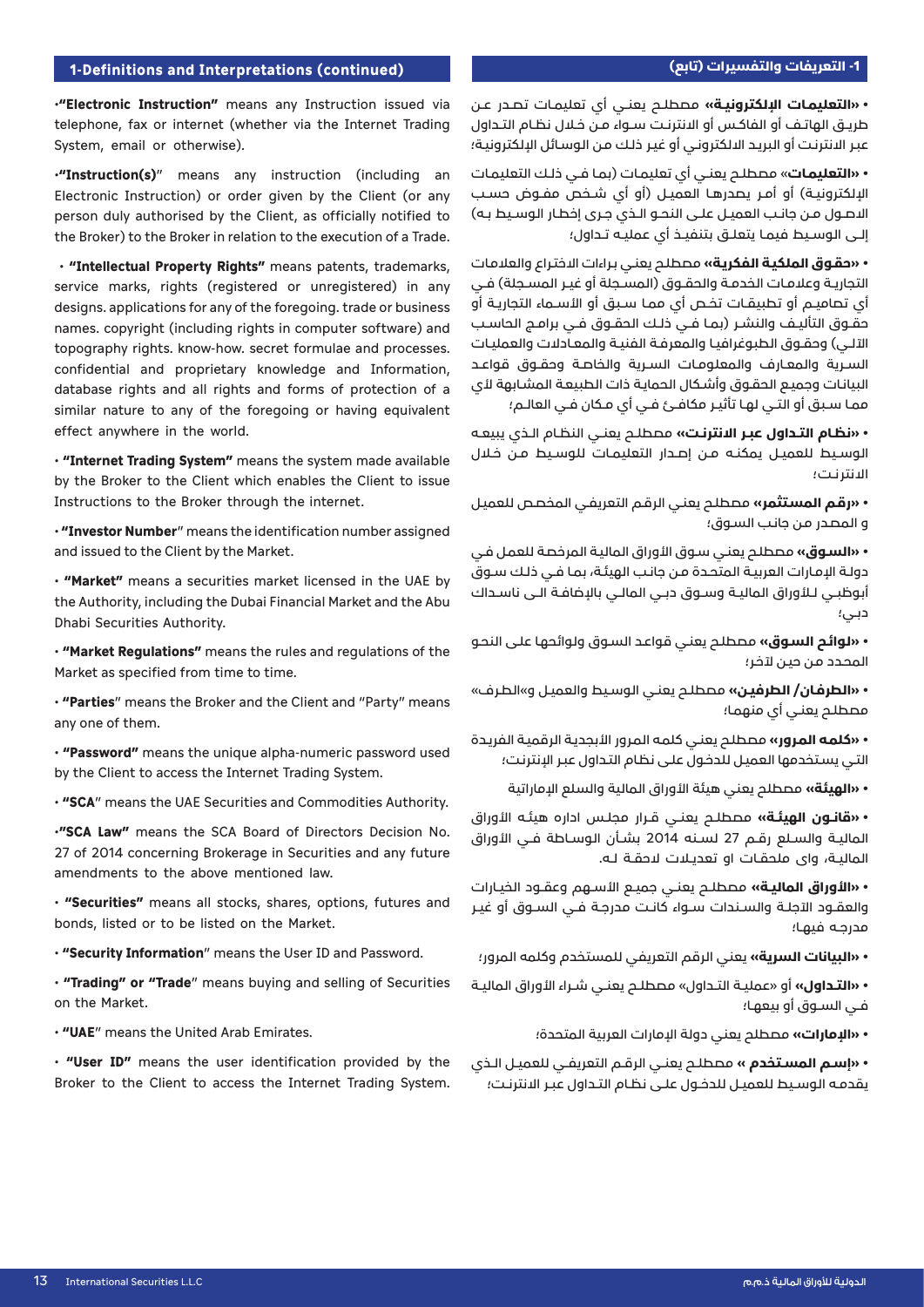## 1-Definitions and Interpretations (continued)

•**"Electronic Instruction"** means any Instruction issued via telephone, fax or internet (whether via the Internet Trading System, email or otherwise).

•**"Instruction(s)"** means any instruction (including an Electronic Instruction) or order given by the Client (or any person duly authorised by the Client, as officially notified to the Broker) to the Broker in relation to the execution of a Trade.

• **"Intellectual Property Rights"** means patents, trademarks, service marks, rights (registered or unregistered) in any designs. applications for any of the foregoing. trade or business names. copyright (including rights in computer software) and topography rights. know-how. secret formulae and processes. confidential and proprietary knowledge and Information, database rights and all rights and forms of protection of a similar nature to any of the foregoing or having equivalent effect anywhere in the world.

• **"Internet Trading System"** means the system made available by the Broker to the Client which enables the Client to issue Instructions to the Broker through the internet.

• **"Investor Number"** means the identification number assigned and issued to the Client by the Market.

• **"Market"** means a securities market licensed in the UAE by the Authority, including the Dubai Financial Market and the Abu Dhabi Securities Authority.

• **"Market Regulations"** means the rules and regulations of the Market as specified from time to time.

• **"Parties"** means the Broker and the Client and "Party" means any one of them.

• **"Password"** means the unique alpha-numeric password used by the Client to access the Internet Trading System.

• **"SCA"** means the UAE Securities and Commodities Authority.

•**"SCA Law"** means the SCA Board of Directors Decision No. 27 of 2014 concerning Brokerage in Securities and any future amendments to the above mentioned law.

• **"Securities"** means all stocks, shares, options, futures and bonds, listed or to be listed on the Market.

• **"Security Information"** means the User ID and Password.

• **"Trading" or "Trade"** means buying and selling of Securities on the Market.

• **"UAE"** means the United Arab Emirates.

• **"User ID"** means the user identification provided by the Broker to the Client to access the Internet Trading System.

## 1- التعريفات والتفسيرات (تابع)

• **«التعليمات الإلكترونية»** مصطلح يعني أي تعليمات تصدر عن طريق الهاتف أو الفاكس أو الانترنت سواء من خلال نظام التداول عبر الانترنت أو البريد الالكتروني أو غير ذلك من الوسائل الإلكترونية؛

• **«التعليمات»** مصطلح يعني أي تعليمات (بما في ذلك التعليمات الإلكترونية) أو أمر يصدرها العميل (أو أي شخص مفوض حسب الاصول من جانب العميل على النحو الذي جرى إخطار الوسيط به) إلى الوسيط فيما يتعلق بتنفيذ أي عمليه تداول؛

• **«حقوق الملكية الفكرية»** مصطلح يعني براءات الاختراع والعلامات التجارية وعلامات الخدمة والحقوق (المسجلة أو غير المسجلة) في أي تصاميم أو تطبيقات تخص أي مما سبق أو الأسماء التجارية أو حقوق التأليف والنشر (بما في ذلك الحقوق في برامج الحاسب الآلي) وحقوق الطبوغرافيا والمعرفة الفنية والمعادلات والعمليات السرية والمعارف والمعلومات السرية والخاصة وحقوق قواعد البيانات وجميع الحقوق وأشكال الحماية ذات الطبيعة المشابهة لأي مما سبق أو التي لها تأثير مكافئ في أي مكان في العالم؛

• **«نظام التداول عبر الانترنت»** مصطلح يعني النظام الذي يبيعه الوسيط للعميل يمكنه من إصدار التعليمات للوسيط من خلال الانترنت؛

• **«رقم المستثمر»** مصطلح يعني الرقم التعريفي المخصص للعميل و المصدر من جانب السوق؛

• **«السوق»** مصطلح يعني سوق الأوراق المالية المرخصة للعمل في دولة الإمارات العربية المتحدة من جانب الهيئة، بما في ذلك سوق أبوظبي للأوراق المالية وسوق دبي المالي بالإضافة الى ناسداك دبي؛

• **«لوائح السوق»** مصطلح يعني قواعد السوق ولوائحها على النحو المحدد من حين لآخر؛

• **«الطرفان/ الطرفين»** مصطلح يعني الوسيط والعميل و«الطرف» مصطلح يعني أي منهما؛

• **«كلمه المرور»** مصطلح يعني كلمه المرور الأبجدية الرقمية الفريدة التي يستخدمها العميل للدخول على نظام التداول عبر الإنترنت؛

• **«الهيئة»** مصطلح يعني هيئة الأوراق المالية والسلع الإماراتية

• **«قانون الهيئة»** مصطلح يعني قرار مجلس اداره هيئه الأوراق المالية والسلع رقم 27 لسنه 2014 بشأن الوساطة في الأوراق المالية، واى ملحقات او تعديلات لاحقة له.

• **«الأوراق المالية»** مصطلح يعني جميع الأسهم وعقود الخيارات والعقود الآجلة والسندات سواء كانت مدرجة في السوق أو غير مدرجه فيها؛

• **«البيانات السرية»** يعني الرقم التعريفي للمستخدم وكلمه المرور؛

• **«التداول»** أو «عملية التداول» مصطلح يعني شراء الأوراق المالية في السوق أو بيعها؛

• **«الإمارات»** مصطلح يعني دولة الإمارات العربية المتحدة؛

• **«إسم المستخدم »** مصطلح يعني الرقم التعريفي للعميل الذي يقدمه الوسيط للعميل للدخول على نظام التداول عبر الانترنت؛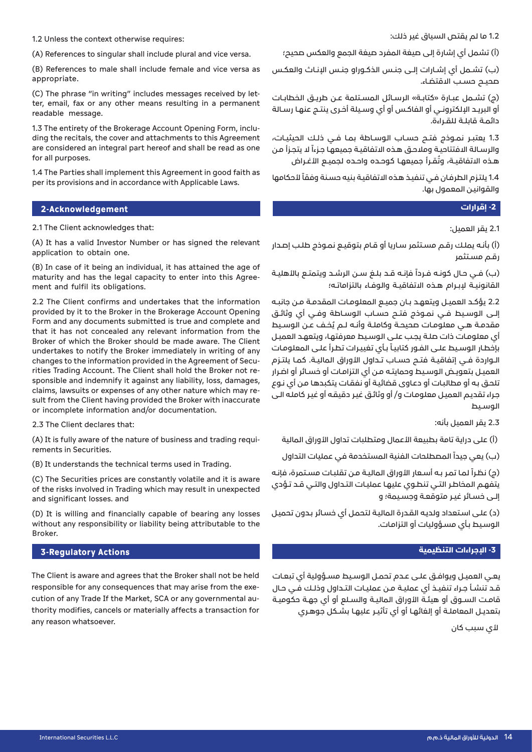1.2 Unless the context otherwise requires:

(A) References to singular shall include plural and vice versa.

(B) References to male shall include female and vice versa as appropriate.

(C) The phrase "in writing" includes messages received by letter, email, fax or any other means resulting in a permanent readable message.

1.3 The entirety of the Brokerage Account Opening Form, including the recitals, the cover and attachments to this Agreement are considered an integral part hereof and shall be read as one for all purposes.

1.4 The Parties shall implement this Agreement in good faith as per its provisions and in accordance with Applicable Laws.

1.2 ما لم يقتض السياق غير ذلك:

(أ) تشمل أي إشارة إلى صيغة المفرد صيغة الجمع والعكس صحيح؛

(ب) تشمل أي إشارات إلى جنس الذكوراو جنس الإناث والعكس صحيح حسب الاقتضاء.

(ج) تشمل عبارة «كتابة» الرسائل المستلمة عن طريق الخطابات أو البريد الإلكتروني أو الفاكس أو أي وسيلة أخرى ينتج عنها رسالة دائمة قابلة للقراءة.

1.3 يعتبر نموذج فتح حساب الوساطة بما في ذلك الحيثيات، والرسالة الافتتاحية وملاحق هذه الاتفاقية جميعها جزءاً لا يتجزأ من هذه الاتفاقية، وتُقرأ جميعها كوحده واحده لجميع الأغراض

1.4 يلتزم الطرفان في تنفيذ هذه الاتفاقية بنيه حسنة وفقاً لأحكامها والقوانين المعمول بها.

## 2-Acknowledgement

2.1 The Client acknowledges that:

(A) It has a valid Investor Number or has signed the relevant application to obtain one.

(B) In case of it being an individual, it has attained the age of maturity and has the legal capacity to enter into this Agreement and fulfil its obligations.

2.2 The Client confirms and undertakes that the information provided by it to the Broker in the Brokerage Account Opening Form and any documents submitted is true and complete and that it has not concealed any relevant information from the Broker of which the Broker should be made aware. The Client undertakes to notify the Broker immediately in writing of any changes to the information provided in the Agreement of Securities Trading Account. The Client shall hold the Broker not responsible and indemnify it against any liability, loss, damages, claims, lawsuits or expenses of any other nature which may result from the Client having provided the Broker with inaccurate or incomplete information and/or documentation.

2.3 The Client declares that:

(A) It is fully aware of the nature of business and trading requirements in Securities.

(B) It understands the technical terms used in Trading.

(C) The Securities prices are constantly volatile and it is aware of the risks involved in Trading which may result in unexpected and significant losses. and

(D) It is willing and financially capable of bearing any losses without any responsibility or liability being attributable to the Broker.

## 2- إقرارات

2.1 يقر العميل:

(أ) بأنه يملك رقم مستثمر ساريا أو قام بتوقيع نموذج طلب إصدار رقم مستثمر

(ب) في حال كونه فرداً فإنه قد بلغ سن الرشد ويتمتع بالأهلية القانونية لإبرام هذه الاتفاقية والوفاء بالتزاماته؛

2.2 يؤكد العميل ويتعهد بان جميع المعلومات المقدمة من جانبه إلى الوسيط في نموذج فتح حساب الوساطة وفي أي وثائق مقدمة هي معلومات صحيحة وكاملة وأنه لم يُخف عن الوسيط أي معلومات ذات صلة يجب على الوسيط معرفتها، ويتعهد العميل بإخطار الوسيط على الفور كتابياً بأي تغييرات تطرأ على المعلومات الواردة في إتفاقية فتح حساب تداول الأوراق المالية. كما يلتزم العميل بتعويض الوسيط وحمايته من أي التزامات أو خسائر أو اضرار تلحق به أو مطالبات أو دعاوى قضائية أو نفقات يتكبدها من أي نوع جراء تقديم العميل معلومات و/ أو وثائق غير دقيقه أو غير كامله الى الوسيط

2.3 يقر العميل بأنه:

(أ) على دراية تامة بطبيعة الأعمال ومتطلبات تداول الأوراق المالية

(ب) يعي جيداً المصطلحات الفنية المستخدمة في عمليات التداول

(ج) نظراً لما تمر به أسعار الأوراق المالية من تقلبات مستمرة، فإنه يتفهم المخاطر التي تنطوي عليها عمليات التداول والتي قد تؤدي إلى خسائر غير متوقعة وجسيمة؛ و

(د) على استعداد ولديه القدرة المالية لتحمل أي خسائر بدون تحميل الوسيط بأي مسؤوليات أو التزامات.

## 3-Regulatory Actions

The Client is aware and agrees that the Broker shall not be held responsible for any consequences that may arise from the execution of any Trade If the Market, SCA or any governmental authority modifies, cancels or materially affects a transaction for any reason whatsoever.

## 3- الإجراءات التنظيمية

يعي العميل ويوافق على عدم تحمل الوسيط مسؤولية أي تبعات قد تنشأ جراء تنفيذ أي عملية من عمليات التداول وذلك في حال قامت السوق أو هيئة الأوراق المالية والسلع أو أي جهة حكومية بتعديل المعاملة أو إلغائها أو أي تأثير عليها بشكل جوهري

لأي سبب كان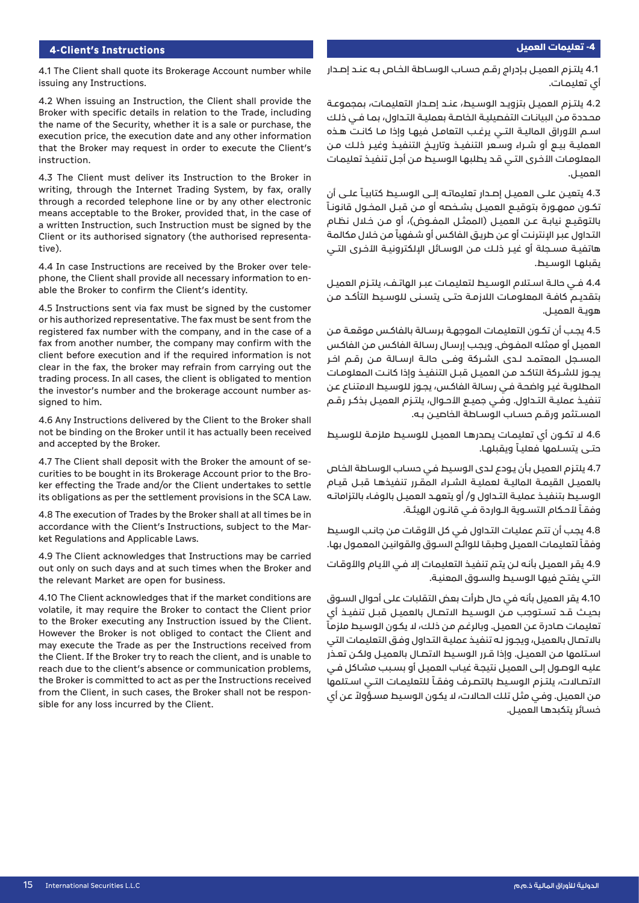## 4-Client's Instructions

4.1 The Client shall quote its Brokerage Account number while issuing any Instructions.

4.2 When issuing an Instruction, the Client shall provide the Broker with specific details in relation to the Trade, including the name of the Security, whether it is a sale or purchase, the execution price, the execution date and any other information that the Broker may request in order to execute the Client's instruction.

4.3 The Client must deliver its Instruction to the Broker in writing, through the Internet Trading System, by fax, orally through a recorded telephone line or by any other electronic means acceptable to the Broker, provided that, in the case of a written Instruction, such Instruction must be signed by the Client or its authorised signatory (the authorised representative).

4.4 In case Instructions are received by the Broker over telephone, the Client shall provide all necessary information to enable the Broker to confirm the Client's identity.

4.5 Instructions sent via fax must be signed by the customer or his authorized representative. The fax must be sent from the registered fax number with the company, and in the case of a fax from another number, the company may confirm with the client before execution and if the required information is not clear in the fax, the broker may refrain from carrying out the trading process. In all cases, the client is obligated to mention the investor's number and the brokerage account number assigned to him.

4.6 Any Instructions delivered by the Client to the Broker shall not be binding on the Broker until it has actually been received and accepted by the Broker.

4.7 The Client shall deposit with the Broker the amount of securities to be bought in its Brokerage Account prior to the Broker effecting the Trade and/or the Client undertakes to settle its obligations as per the settlement provisions in the SCA Law.

4.8 The execution of Trades by the Broker shall at all times be in accordance with the Client's Instructions, subject to the Market Regulations and Applicable Laws.

4.9 The Client acknowledges that Instructions may be carried out only on such days and at such times when the Broker and the relevant Market are open for business.

4.10 The Client acknowledges that if the market conditions are volatile, it may require the Broker to contact the Client prior to the Broker executing any Instruction issued by the Client. However the Broker is not obliged to contact the Client and may execute the Trade as per the Instructions received from the Client. If the Broker try to reach the client, and is unable to reach due to the client's absence or communication problems, the Broker is committed to act as per the Instructions received from the Client, in such cases, the Broker shall not be responsible for any loss incurred by the Client.

## 4- تعليمات العميل

4.1 يلتزم العميل بإدراج رقم حساب الوساطة الخاص به عند إصدار أي تعليمات.

4.2 يلتزم العميل بتزويد الوسيط، عند إصدار التعليمات، بمجموعة محددة من البيانات التفصيلية الخاصة بعملية التداول، بما في ذلك اسم الأوراق المالية التي يرغب التعامل فيها وإذا ما كانت هذه العملية بيع أو شراء وسعر التنفيذ وتاريخ التنفيذ وغير ذلك من المعلومات الأخرى التي قد يطلبها الوسيط من أجل تنفيذ تعليمات العميل.

4.3 يتعين على العميل إصدار تعليماته إلى الوسيط كتابياً على أن تكون ممهورة بتوقيع العميل بشخصه أو من قبل المخول قانوناً بالتوقيع نيابة عن العميل (الممثل المفوض)، أو من خلال نظام التداول عبر الإنترنت أو عن طريق الفاكس أو شفهياً من خلال مكالمة هاتفية مسجلة أو غير ذلك من الوسائل الإلكترونية الأخرى التي يقبلها الوسيط.

4.4 في حالة استلام الوسيط لتعليمات عبر الهاتف، يلتزم العميل بتقديم كافة المعلومات اللازمة حتى يتسنى للوسيط التأكد من هوية العميل.

4.5 يجب أن تكون التعليمات الموجهة برسالة بالفاكس موقعة من العميل أو ممثله المفوض. ويجب إرسال رسالة الفاكس من الفاكس المسجل المعتمد لدى الشركة وفي حالة ارسالة الفاكس من رقم اخر يجوز للشركة التاكد من العميل قبل التنفيذ وإذا كانت المعلومات المطلوبة غير واضحة في رسالة الفاكس، يجوز للوسيط الامتناع عن تنفيذ عملية التداول. وفي جميع الأحوال، يلتزم العميل بذكر رقم المستثمر ورقم حساب الوساطة الخاصين به.

4.6 لا تكون أي تعليمات يصدرها العميل للوسيط ملزمة للوسيط حتى يتسلمها فعلياً ويقبلها.

4.7 يلتزم العميل بأن يودع لدى الوسيط في حساب الوساطة الخاص بالعميل القيمة المالية لعملية الشراء المقرر تنفيذها قبل قيام الوسيط بتنفيذ عملية التداول و/ أو يتعهد العميل بالوفاء بالتزاماته وفقاً لأحكام التسوية الواردة في قانون الهيئة.

4.8 يجب أن تتم عمليات التداول في كل الأوقات من جانب الوسيط وفقاً لتعليمات العميل وطبقا للوائح السوق والقوانين المعمول بها.

4.9 يقر العميل بأنه لن يتم تنفيذ التعليمات إلا في الأيام والأوقات التي يفتح فيها الوسيط والسوق المعنية.

4.10 يقر العميل بأنه في حال طرأت بعض التقلبات على أحوال السوق بحيث قد تستوجب من الوسيط الاتصال بالعميل قبل تنفيذ أي تعليمات صادرة عن العميل. وبالرغم من ذلك، لا يكون الوسيط ملزماً بالاتصال بالعميل، ويجوز له تنفيذ عملية التداول وفق التعليمات التي استلمها من العميل. وإذا قرر الوسيط الاتصال بالعميل ولكن تعذر عليه الوصول إلى العميل نتيجة غياب العميل أو بسبب مشاكل في الاتصالات، يلتزم الوسيط بالتصرف وفقاً للتعليمات التي استلمها من العميل. وفي مثل تلك الحالات، لا يكون الوسيط مسؤولاً عن أي خسائر يتكبدها العميل.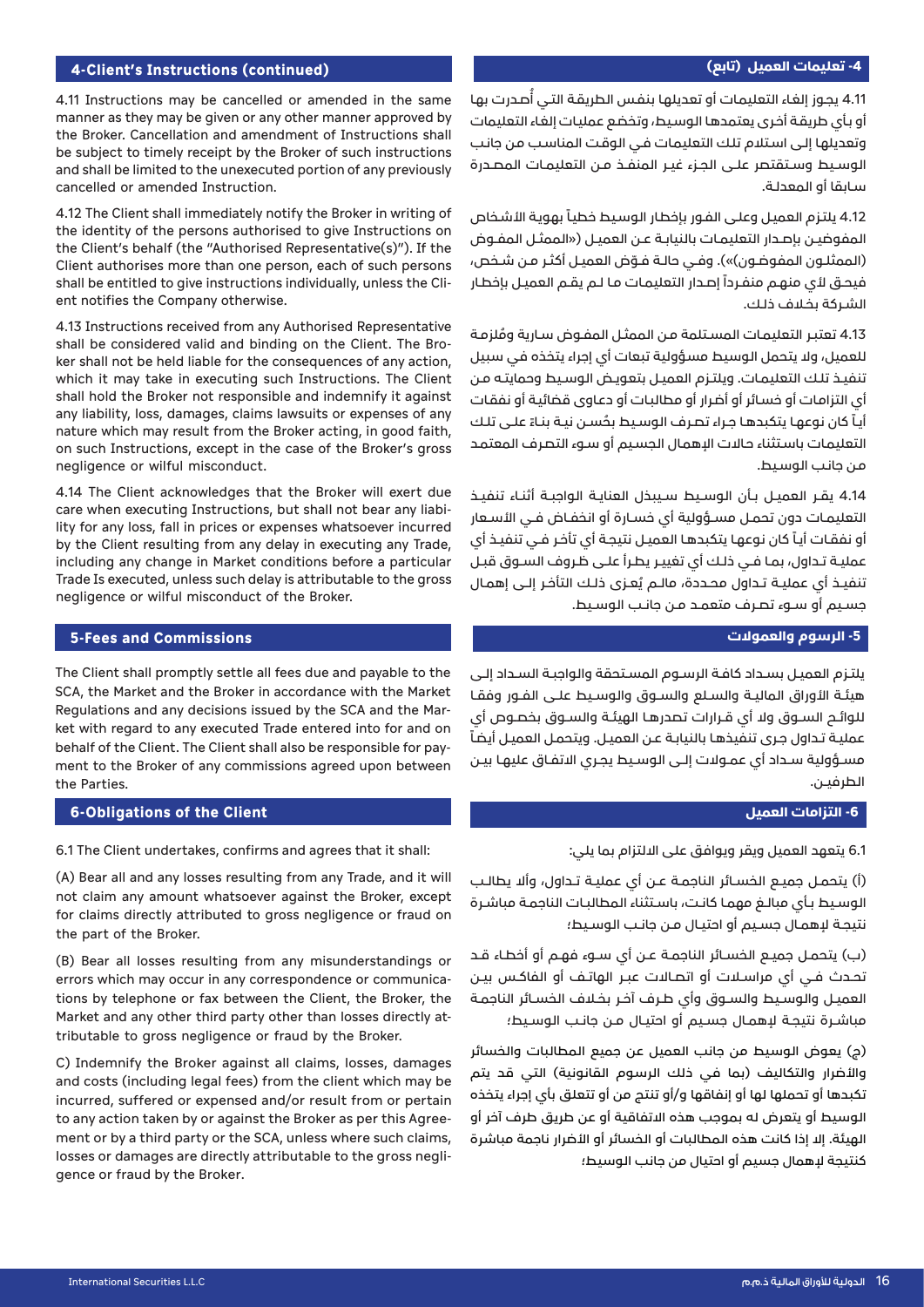## 4-Client's Instructions (continued)

4.11 Instructions may be cancelled or amended in the same manner as they may be given or any other manner approved by the Broker. Cancellation and amendment of Instructions shall be subject to timely receipt by the Broker of such instructions and shall be limited to the unexecuted portion of any previously cancelled or amended Instruction.

4.12 The Client shall immediately notify the Broker in writing of the identity of the persons authorised to give Instructions on the Client's behalf (the "Authorised Representative(s)"). If the Client authorises more than one person, each of such persons shall be entitled to give instructions individually, unless the Client notifies the Company otherwise.

4.13 Instructions received from any Authorised Representative shall be considered valid and binding on the Client. The Broker shall not be held liable for the consequences of any action, which it may take in executing such Instructions. The Client shall hold the Broker not responsible and indemnify it against any liability, loss, damages, claims lawsuits or expenses of any nature which may result from the Broker acting, in good faith, on such Instructions, except in the case of the Broker's gross negligence or wilful misconduct.

4.14 The Client acknowledges that the Broker will exert due care when executing Instructions, but shall not bear any liability for any loss, fall in prices or expenses whatsoever incurred by the Client resulting from any delay in executing any Trade, including any change in Market conditions before a particular Trade Is executed, unless such delay is attributable to the gross negligence or wilful misconduct of the Broker.

## 5-Fees and Commissions

The Client shall promptly settle all fees due and payable to the SCA, the Market and the Broker in accordance with the Market Regulations and any decisions issued by the SCA and the Market with regard to any executed Trade entered into for and on behalf of the Client. The Client shall also be responsible for payment to the Broker of any commissions agreed upon between the Parties.

## 6-Obligations of the Client

6.1 The Client undertakes, confirms and agrees that it shall:

(A) Bear all and any losses resulting from any Trade, and it will not claim any amount whatsoever against the Broker, except for claims directly attributed to gross negligence or fraud on the part of the Broker.

(B) Bear all losses resulting from any misunderstandings or errors which may occur in any correspondence or communications by telephone or fax between the Client, the Broker, the Market and any other third party other than losses directly attributable to gross negligence or fraud by the Broker.

C) Indemnify the Broker against all claims, losses, damages and costs (including legal fees) from the client which may be incurred, suffered or expensed and/or result from or pertain to any action taken by or against the Broker as per this Agreement or by a third party or the SCA, unless where such claims, losses or damages are directly attributable to the gross negligence or fraud by the Broker.

## 4- تعليمات العميل (تابع)

4.11 يجوز إلغاء التعليمات أو تعديلها بنفس الطريقة التي أُصدرت بها أو بأي طريقة أخرى يعتمدها الوسيط، وتخضع عمليات إلغاء التعليمات وتعديلها إلى استلام تلك التعليمات في الوقت المناسب من جانب الوسيط وستقتصر على الجزء غير المنفذ من التعليمات المصدرة سابقا أو المعدلة.

4.12 يلتزم العميل وعلى الفور بإخطار الوسيط خطياً بهوية الأشخاص المفوضين بإصدار التعليمات بالنيابة عن العميل («الممثل المفوض (الممثلون المفوضون)»). وفي حالة فوّض العميل أكثر من شخص، فيحق لأي منهم منفرداً إصدار التعليمات ما لم يقم العميل بإخطار الشركة بخلاف ذلك.

4.13 تعتبر التعليمات المستلمة من الممثل المفوض سارية ومُلزمة للعميل، ولا يتحمل الوسيط مسؤولية تبعات أي إجراء يتخذه في سبيل تنفيذ تلك التعليمات. ويلتزم العميل بتعويض الوسيط وحمايته من أي التزامات أو خسائر أو أضرار أو مطالبات أو دعاوى قضائية أو نفقات أياً كان نوعها يتكبدها جراء تصرف الوسيط بحُسن نية بناءً على تلك التعليمات باستثناء حالات الإهمال الجسيم أو سوء التصرف المعتمد من جانب الوسيط.

4.14 يقر العميل بأن الوسيط سيبذل العناية الواجبة أثناء تنفيذ التعليمات دون تحمل مسؤولية أي خسارة أو انخفاض في الأسعار أو نفقات أياً كان نوعها يتكبدها العميل نتيجة أي تأخر في تنفيذ أي عملية تداول، بما في ذلك أي تغيير يطرأ على ظروف السوق قبل تنفيذ أي عملية تداول محددة، مالم يُعزى ذلك التأخر إلى إهمال جسيم أو سوء تصرف متعمد من جانب الوسيط.

## 5- الرسوم والعمولات

يلتزم العميل بسداد كافة الرسوم المستحقة والواجبة السداد إلى هيئة الأوراق المالية والسلع والسوق والوسيط على الفور وفقا للوائح السوق ولا أي قرارات تصدرها الهيئة والسوق بخصوص أي عملية تداول جرى تنفيذها بالنيابة عن العميل. ويتحمل العميل أيضاً مسؤولية سداد أي عمولات إلى الوسيط يجري الاتفاق عليها بين الطرفين.

## 6- التزامات العميل

6.1 يتعهد العميل ويقر ويوافق على الالتزام بما يلي:

(أ) يتحمل جميع الخسائر الناجمة عن أي عملية تداول، وألا يطالب الوسيط بأي مبالغ مهما كانت، باستثناء المطالبات الناجمة مباشرة نتيجة لإهمال جسيم أو احتيال من جانب الوسيط؛

(ب) يتحمل جميع الخسائر الناجمة عن أي سوء فهم أو أخطاء قد تحدث في أي مراسلات أو اتصالات عبر الهاتف أو الفاكس بين العميل والوسيط والسوق وأي طرف آخر بخلاف الخسائر الناجمة مباشرة نتيجة لإهمال جسيم أو احتيال من جانب الوسيط؛

(ج) يعوض الوسيط من جانب العميل عن جميع المطالبات والخسائر والأضرار والتكاليف (بما في ذلك الرسوم القانونية) التي قد يتم تكبدها أو تحملها لها أو إنفاقها و/أو تنتج من أو تتعلق بأي إجراء يتخذه الوسيط أو يتعرض له بموجب هذه الاتفاقية أو عن طريق طرف آخر أو الهيئة. إلا إذا كانت هذه المطالبات أو الخسائر أو الأضرار ناجمة مباشرة كنتيجة لإهمال جسيم أو احتيال من جانب الوسيط؛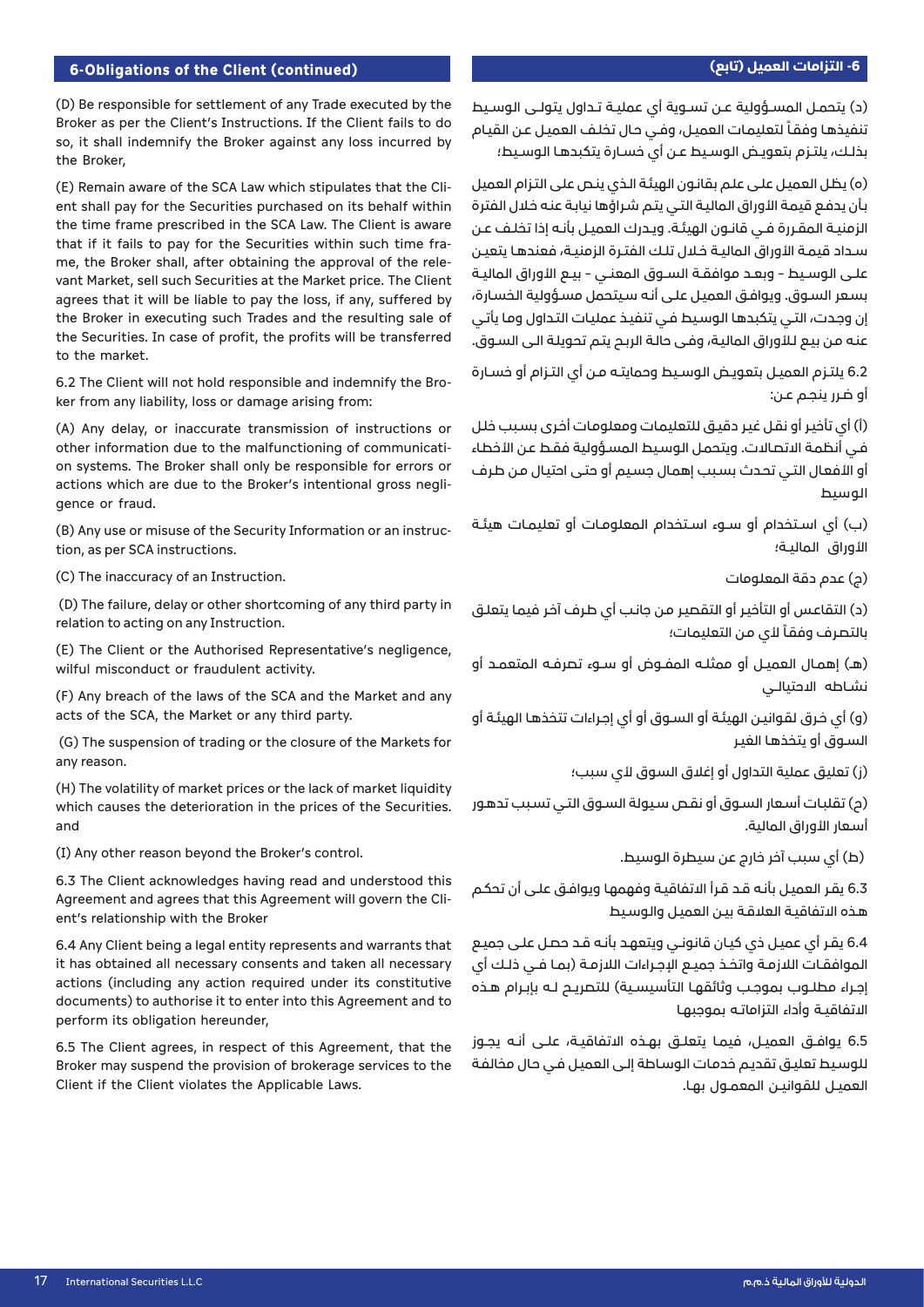## 6-Obligations of the Client (continued)

(D) Be responsible for settlement of any Trade executed by the Broker as per the Client's Instructions. If the Client fails to do so, it shall indemnify the Broker against any loss incurred by the Broker,

(E) Remain aware of the SCA Law which stipulates that the Client shall pay for the Securities purchased on its behalf within the time frame prescribed in the SCA Law. The Client is aware that if it fails to pay for the Securities within such time frame, the Broker shall, after obtaining the approval of the relevant Market, sell such Securities at the Market price. The Client agrees that it will be liable to pay the loss, if any, suffered by the Broker in executing such Trades and the resulting sale of the Securities. In case of profit, the profits will be transferred to the market.

6.2 The Client will not hold responsible and indemnify the Broker from any liability, loss or damage arising from:

(A) Any delay, or inaccurate transmission of instructions or other information due to the malfunctioning of communication systems. The Broker shall only be responsible for errors or actions which are due to the Broker's intentional gross negligence or fraud.

(B) Any use or misuse of the Security Information or an instruction, as per SCA instructions.

(C) The inaccuracy of an Instruction.

(D) The failure, delay or other shortcoming of any third party in relation to acting on any Instruction.

(E) The Client or the Authorised Representative's negligence, wilful misconduct or fraudulent activity.

(F) Any breach of the laws of the SCA and the Market and any acts of the SCA, the Market or any third party.

(G) The suspension of trading or the closure of the Markets for any reason.

(H) The volatility of market prices or the lack of market liquidity which causes the deterioration in the prices of the Securities. and

(I) Any other reason beyond the Broker's control.

6.3 The Client acknowledges having read and understood this Agreement and agrees that this Agreement will govern the Client's relationship with the Broker

6.4 Any Client being a legal entity represents and warrants that it has obtained all necessary consents and taken all necessary actions (including any action required under its constitutive documents) to authorise it to enter into this Agreement and to perform its obligation hereunder,

6.5 The Client agrees, in respect of this Agreement, that the Broker may suspend the provision of brokerage services to the Client if the Client violates the Applicable Laws.

## 6- التزامات العميل (تابع)

(د) يتحمل المسؤولية عن تسوية أي عملية تداول يتولى الوسيط تنفيذها وفقاً لتعليمات العميل، وفي حال تخلف العميل عن القيام بذلك، يلتزم بتعويض الوسيط عن أي خسارة يتكبدها الوسيط؛

(ه) يظل العميل على علم بقانون الهيئة الذي ينص على التزام العميل بأن يدفع قيمة الأوراق المالية التي يتم شراؤها نيابة عنه خلال الفترة الزمنية المقررة في قانون الهيئة. ويدرك العميل بأنه إذا تخلف عن سداد قيمة الأوراق المالية خلال تلك الفترة الزمنية، فعندها يتعين على الوسيط - وبعد موافقة السوق المعني - بيع الأوراق المالية بسعر السوق. ويوافق العميل على أنه سيتحمل مسؤولية الخسارة، إن وجدت، التي يتكبدها الوسيط في تنفيذ عمليات التداول وما يأتي عنه من بيع للأوراق المالية، وفي حالة الربح يتم تحويلة الى السوق.

6.2 يلتزم العميل بتعويض الوسيط وحمايته من أي التزام أو خسارة أو ضرر ينجم عن:

(أ) أي تأخير أو نقل غير دقيق للتعليمات ومعلومات أخرى بسبب خلل في أنظمة الاتصالات. ويتحمل الوسيط المسؤولية فقط عن الأخطاء أو الأفعال التي تحدث بسبب إهمال جسيم أو حتى احتيال من طرف الوسيط

(ب) أي استخدام أو سوء استخدام المعلومات أو تعليمات هيئة الأوراق المالية؛

(ج) عدم دقة المعلومات

(د) التقاعس أو التأخير أو التقصير من جانب أي طرف آخر فيما يتعلق بالتصرف وفقاً لأي من التعليمات؛

(هـ) إهمال العميل أو ممثله المفوض أو سوء تصرفه المتعمد أو نشاطه الاحتيالي

(و) أي خرق لقوانين الهيئة أو السوق أو أي إجراءات تتخذها الهيئة أو السوق أو يتخذها الغير

(ز) تعليق عملية التداول أو إغلاق السوق لأي سبب؛

(ح) تقلبات أسعار السوق أو نقص سيولة السوق التي تسبب تدهور أسعار الأوراق المالية.

(ط) أي سبب آخر خارج عن سيطرة الوسيط.

6.3 يقر العميل بأنه قد قرأ الاتفاقية وفهمها ويوافق على أن تحكم هذه الاتفاقية العلاقة بين العميل والوسيط

6.4 يقر أي عميل ذي كيان قانوني ويتعهد بأنه قد حصل على جميع الموافقات اللازمة واتخذ جميع الإجراءات اللازمة (بما في ذلك أي إجراء مطلوب بموجب وثائقها التأسيسية) للتصريح له بإبرام هذه الاتفاقية وأداء التزاماته بموجبها

6.5 يوافق العميل، فيما يتعلق بهذه الاتفاقية، على أنه يجوز للوسيط تعليق تقديم خدمات الوساطة إلى العميل في حال مخالفة العميل للقوانين المعمول بها.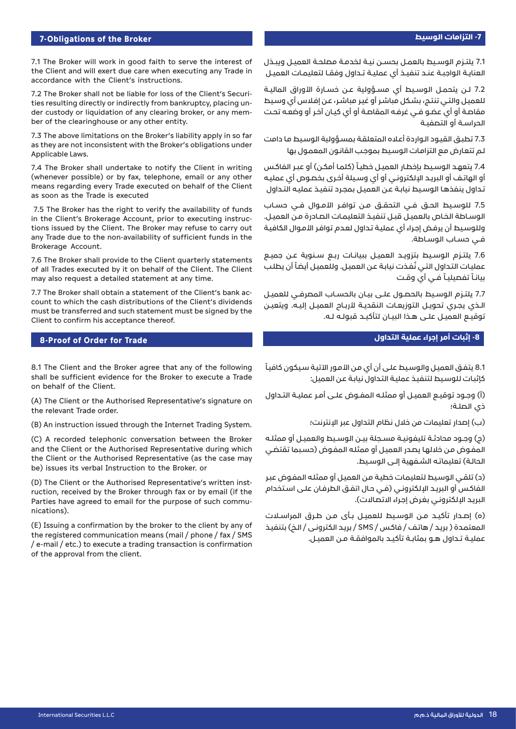## 7-Obligations of the Broker

7.1 The Broker will work in good faith to serve the interest of the Client and will exert due care when executing any Trade in accordance with the Client's instructions.

7.2 The Broker shall not be liable for loss of the Client's Securities resulting directly or indirectly from bankruptcy, placing under custody or liquidation of any clearing broker, or any member of the clearinghouse or any other entity.

7.3 The above limitations on the Broker's liability apply in so far as they are not inconsistent with the Broker's obligations under Applicable Laws.

7.4 The Broker shall undertake to notify the Client in writing (whenever possible) or by fax, telephone, email or any other means regarding every Trade executed on behalf of the Client as soon as the Trade is executed

7.5 The Broker has the right to verify the availability of funds in the Client's Brokerage Account, prior to executing instructions issued by the Client. The Broker may refuse to carry out any Trade due to the non-availability of sufficient funds in the Brokerage Account.

7.6 The Broker shall provide to the Client quarterly statements of all Trades executed by it on behalf of the Client. The Client may also request a detailed statement at any time.

7.7 The Broker shall obtain a statement of the Client's bank account to which the cash distributions of the Client's dividends must be transferred and such statement must be signed by the Client to confirm his acceptance thereof.

## 8-Proof of Order for Trade

8.1 The Client and the Broker agree that any of the following shall be sufficient evidence for the Broker to execute a Trade on behalf of the Client.

(A) The Client or the Authorised Representative's signature on the relevant Trade order.

(B) An instruction issued through the Internet Trading System.

(C) A recorded telephonic conversation between the Broker and the Client or the Authorised Representative during which the Client or the Authorised Representative (as the case may be) issues its verbal Instruction to the Broker. or

(D) The Client or the Authorised Representative's written instruction, received by the Broker through fax or by email (if the Parties have agreed to email for the purpose of such communications).

(E) Issuing a confirmation by the broker to the client by any of the registered communication means (mail / phone / fax / SMS / e-mail / etc.) to execute a trading transaction is confirmation of the approval from the client.

## 7- التزامات الوسيط

7.1 يلتـزم الوسـيط بالعمـل بحسـن نيـة لخدمـة مصلحـة العميـل ويبـذل العنايـة الواجبـة عنـد تنفيـذ أي عمليـة تـداول وفقـا لتعليمـات العميـل

7.2 لـن يتحمـل الوسـيط أي مسـؤولية عـن خسـارة الأوراق الماليـة للعميـل والتـي تنتـج، بشـكل مباشـر أو غيـر مباشـر، عـن إفـلاس أي وسـيط مقاصـة أو أي عضـو فـي غرفـه المقاصـة أو أي كيـان آخـر أو وضعـه تحـت الحراسـة أو التصفيـة

7.3 تطبـق القيـود الـواردة أعـلاه المتعلقـة بمسـؤولية الوسـيط مـا دامـت لـم تتعـارض مـع التزامـات الوسـيط بموجـب القانـون المعمـول بهـا

7.4 يتعهـد الوسـيط بإخطـار العميـل خطيـاً (كلمـا أمكـن) أو عبـر الفاكـس أو الهاتـف أو البريـد الإلكترونـي أو أي وسـيلة أخـرى بخصـوص أي عمليـه تـداول ينفذهـا الوسـيط نيابـة عـن العميـل بمجـرد تنفيـذ عمليـه التـداول

7.5 للوسـيط الحـق فـي التحقـق مـن توافـر الأمـوال فـي حسـاب الوسـاطة الخـاص بالعميـل قبـل تنفيـذ التعليمـات الصـادرة مـن العميـل. وللوسـيط أن يرفـض إجـراء أي عمليـة تـداول لعـدم توافـر الأمـوال الكافيـة فـي حسـاب الوسـاطة.

7.6 يلتـزم الوسـيط بتزويـد العميـل ببيانـات ربـع سـنوية عـن جميـع عمليـات التـداول التـي نُفـذت نيابـة عـن العميـل. وللعميـل أيضـاً أن يطلـب بيانـاً تفصيليـاً فـي أي وقـت

7.7 يلتـزم الوسـيط بالحصـول علـى بيـان بالحسـاب المصرفـي للعميـل الـذي يجـري تحويـل التوزيعـات النقديـة لأربـاح العميـل إليـه. ويتعيـن توقيـع العميـل علـى هـذا البيـان لتأكيـد قبولـه لـه.

## 8- إثبات أمر إجراء عملية التداول

8.1 يتفـق العميـل والوسـيط علـى أن أي مـن الأمـور الآتيـة سـيكون كافيـاً كإثبـات للوسـيط لتنفيـذ عمليـة التـداول نيابـة عـن العميـل:

(أ) وجـود توقيـع العميـل أو ممثلـه المفـوض علـى أمـر عمليـة التـداول ذي الصلـة؛

(ب) إصـدار تعليمـات مـن خـلال نظـام التـداول عبـر الإنترنـت؛

(ج) وجـود محادثـة تليفونيـة مسـجلة بيـن الوسـيط والعميـل أو ممثلـه المفـوض مـن خلالهـا يصـدر العميـل أو ممثلـه المفـوض (حسـبما تقتضـي الحالـة) تعليماتـه الشـفهية إلـى الوسـيط.

(د) تلقـي الوسـيط لتعليمـات خطيـة مـن العميـل أو ممثلـه المفـوض عبـر الفاكـس أو البريـد الإلكترونـي (فـي حـال اتفـق الطرفـان علـى اسـتخدام البريـد الإلكترونـي بغـرض إجـراء الاتصـالات).

(ه) إصـدار تأكيـد مـن الوسـيط للعميـل بـأى مـن طـرق المراسـلات المعتمـدة ( بريـد / هاتـف / فاكـس / SMS / بريـد الكترونـى / الـخ) بتنفيـذ عمليـة تـداول هـو بمثابـة تأكيـد بالموافقـة مـن العميـل.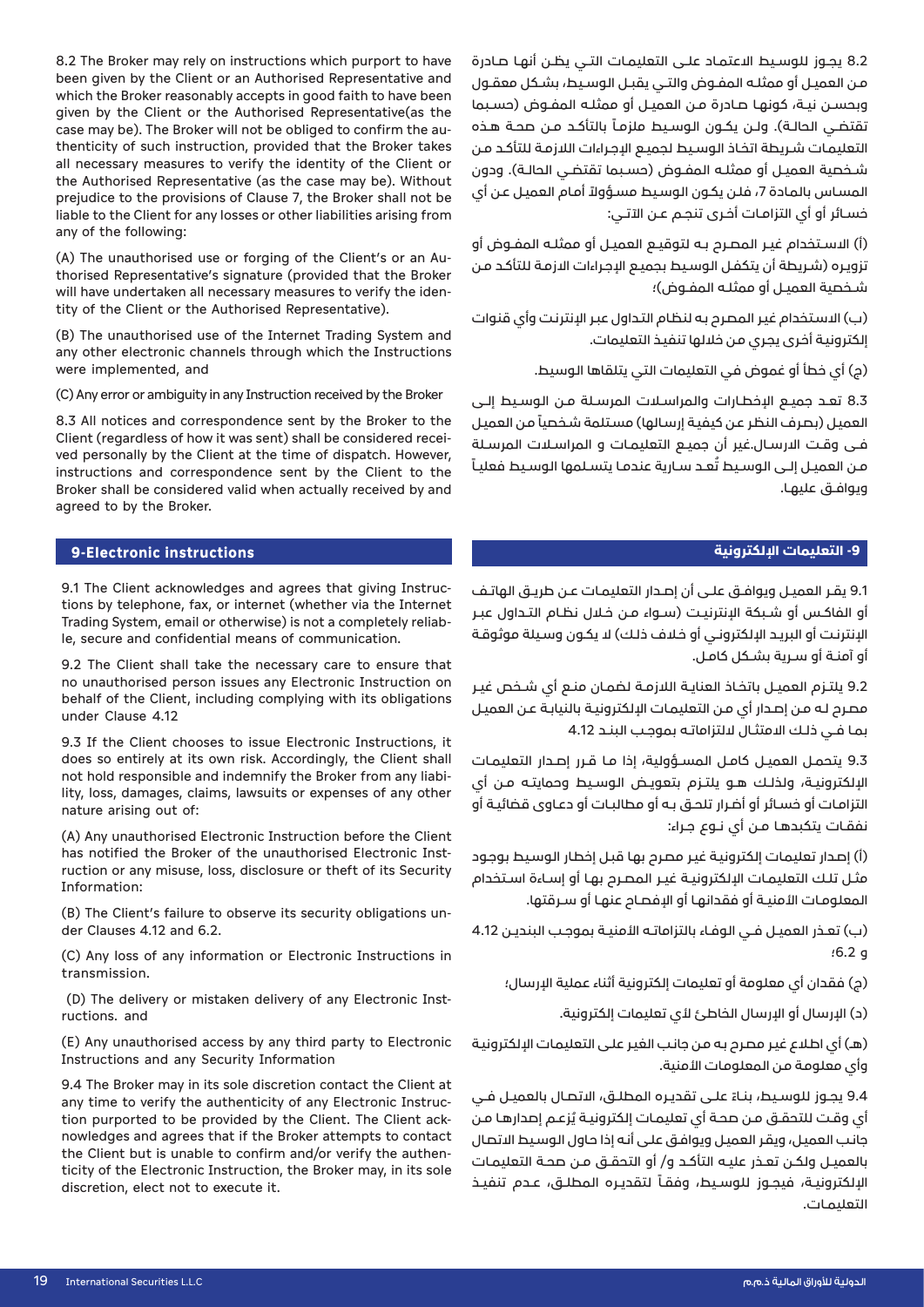8.2 The Broker may rely on instructions which purport to have been given by the Client or an Authorised Representative and which the Broker reasonably accepts in good faith to have been given by the Client or the Authorised Representative(as the case may be). The Broker will not be obliged to confirm the authenticity of such instruction, provided that the Broker takes all necessary measures to verify the identity of the Client or the Authorised Representative (as the case may be). Without prejudice to the provisions of Clause 7, the Broker shall not be liable to the Client for any losses or other liabilities arising from any of the following:

(A) The unauthorised use or forging of the Client's or an Authorised Representative's signature (provided that the Broker will have undertaken all necessary measures to verify the identity of the Client or the Authorised Representative).

(B) The unauthorised use of the Internet Trading System and any other electronic channels through which the Instructions were implemented, and

(C) Any error or ambiguity in any Instruction received by the Broker

8.3 All notices and correspondence sent by the Broker to the Client (regardless of how it was sent) shall be considered received personally by the Client at the time of dispatch. However, instructions and correspondence sent by the Client to the Broker shall be considered valid when actually received by and agreed to by the Broker.

8.2 يجوز للوسيط الاعتماد على التعليمات التي يظن أنها صادرة من العميل أو ممثله المفوض والتي يقبل الوسيط، بشكل معقول وبحسن نية، كونها صادرة من العميل أو ممثله المفوض (حسبما تقتضي الحالة). ولن يكون الوسيط ملزماً بالتأكد من صحة هذه التعليمات شريطة اتخاذ الوسيط لجميع الإجراءات اللازمة للتأكد من شخصية العميل أو ممثله المفوض (حسبما تقتضي الحالة). ودون المساس بالمادة 7، فلن يكون الوسيط مسؤولاً أمام العميل عن أي خسائر أو أي التزامات أخرى تنجم عن الاتي:

(أ) الاستخدام غير المصرح به لتوقيع العميل أو ممثله المفوض أو تزويره (شريطة أن يتكفل الوسيط بجميع الإجراءات الازمة للتأكد من شخصية العميل أو ممثله المفوض)؛

(ب) الاستخدام غير المصرح به لنظام التداول عبر الإنترنت وأي قنوات إلكترونية أخرى يجري من خلالها تنفيذ التعليمات.

(ج) أي خطأ أو غموض في التعليمات التي يتلقاها الوسيط.

8.3 تعد جميع الإخطارات والمراسلات المرسلة من الوسيط إلى العميل (بصرف النظر عن كيفية إرسالها) مستلمة شخصياً من العميل في وقت الارسال.غير أن جميع التعليمات و المراسلات المرسلة من العميل إلى الوسيط تُعد سارية عندما يتسلمها الوسيط فعلياً ويوافق عليها.

## 9-Electronic instructions

9.1 The Client acknowledges and agrees that giving Instructions by telephone, fax, or internet (whether via the Internet Trading System, email or otherwise) is not a completely reliable, secure and confidential means of communication.

9.2 The Client shall take the necessary care to ensure that no unauthorised person issues any Electronic Instruction on behalf of the Client, including complying with its obligations under Clause 4.12

9.3 If the Client chooses to issue Electronic Instructions, it does so entirely at its own risk. Accordingly, the Client shall not hold responsible and indemnify the Broker from any liability, loss, damages, claims, lawsuits or expenses of any other nature arising out of:

(A) Any unauthorised Electronic Instruction before the Client has notified the Broker of the unauthorised Electronic Instruction or any misuse, loss, disclosure or theft of its Security Information:

(B) The Client's failure to observe its security obligations under Clauses 4.12 and 6.2.

(C) Any loss of any information or Electronic Instructions in transmission.

(D) The delivery or mistaken delivery of any Electronic Instructions. and

(E) Any unauthorised access by any third party to Electronic Instructions and any Security Information

9.4 The Broker may in its sole discretion contact the Client at any time to verify the authenticity of any Electronic Instruction purported to be provided by the Client. The Client acknowledges and agrees that if the Broker attempts to contact the Client but is unable to confirm and/or verify the authenticity of the Electronic Instruction, the Broker may, in its sole discretion, elect not to execute it.

## 9- التعليمات الإلكترونية

9.1 يقر العميل ويوافق على أن إصدار التعليمات عن طريق الهاتف أو الفاكس أو شبكة الإنترنيت (سواء من خلال نظام التداول عبر الإنترنت أو البريد الإلكتروني أو خلاف ذلك) لا يكون وسيلة موثوقة أو آمنة أو سرية بشكل كامل.

9.2 يلتزم العميل باتخاذ العناية اللازمة لضمان منع أي شخص غير مصرح له من إصدار أي من التعليمات الإلكترونية بالنيابة عن العميل بما في ذلك الامتثال لالتزاماته بموجب البند 4.12

9.3 يتحمل العميل كامل المسؤولية، إذا ما قرر إصدار التعليمات الإلكترونية، ولذلك هو يلتزم بتعويض الوسيط وحمايته من أي التزامات أو خسائر أو أضرار تلحق به أو مطالبات أو دعاوى قضائية أو نفقات يتكبدها من أي نوع جراء:

(أ) إصدار تعليمات إلكترونية غير مصرح بها قبل إخطار الوسيط بوجود مثل تلك التعليمات الإلكترونية غير المصرح بها أو إساءة استخدام المعلومات الأمنية أو فقدانها أو الإفصاح عنها أو سرقتها.

(ب) تعذر العميل في الوفاء بالتزاماته الأمنية بموجب البندين 4.12 و 6.2؛

(ج) فقدان أي معلومة أو تعليمات إلكترونية أثناء عملية الإرسال؛

(د) الإرسال أو الإرسال الخاطئ لأي تعليمات إلكترونية.

(هـ) أي اطلاع غير مصرح به من جانب الغير على التعليمات الإلكترونية وأي معلومة من المعلومات الأمنية.

9.4 يجوز للوسيط، بناءً على تقديره المطلق، الاتصال بالعميل في أي وقت للتحقق من صحة أي تعليمات إلكترونية يُزعم إصدارها من جانب العميل، ويقر العميل ويوافق على أنه إذا حاول الوسيط الاتصال بالعميل ولكن تعذر عليه التأكد و/ أو التحقق من صحة التعليمات الإلكترونية، فيجوز للوسيط، وفقاً لتقديره المطلق، عدم تنفيذ التعليمات.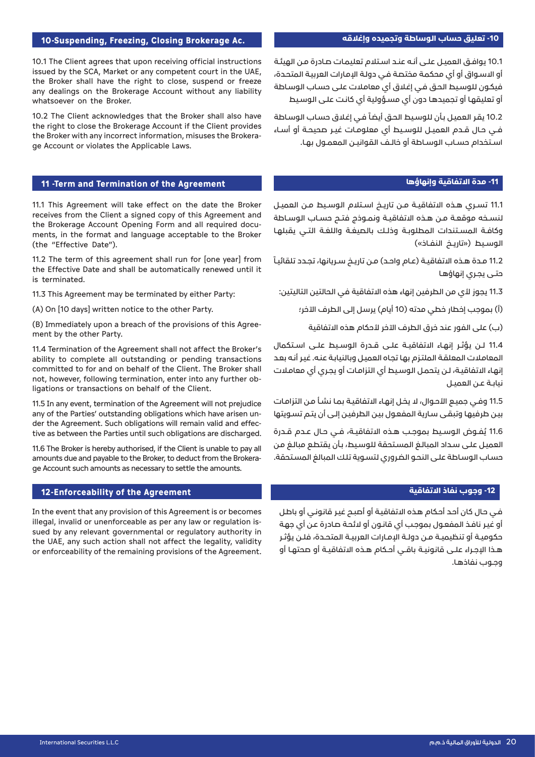## 10-Suspending, Freezing, Closing Brokerage Ac.

10.1 The Client agrees that upon receiving official instructions issued by the SCA, Market or any competent court in the UAE, the Broker shall have the right to close, suspend or freeze any dealings on the Brokerage Account without any liability whatsoever on the Broker.

10.2 The Client acknowledges that the Broker shall also have the right to close the Brokerage Account if the Client provides the Broker with any incorrect information, misuses the Brokerage Account or violates the Applicable Laws.

## 10- تعليق حساب الوساطة وتجميده وإغلاقه

10.1 يوافق العميل على أنه عند استلام تعليمات صادرة من الهيئة أو الاسواق أو أي محكمة مختصة في دولة الإمارات العربية المتحدة، فيكون للوسيط الحق في إغلاق أي معاملات على حساب الوساطة أو تعليقها أو تجميدها دون أي مسؤولية أي كانت على الوسيط

10.2 يقر العميل بأن للوسيط الحق أيضاً في إغلاق حساب الوساطة في حال قدم العميل للوسيط أي معلومات غير صحيحة أو أساء استخدام حساب الوساطة أو خالف القوانين المعمول بها.

## 11 -Term and Termination of the Agreement

11.1 This Agreement will take effect on the date the Broker receives from the Client a signed copy of this Agreement and the Brokerage Account Opening Form and all required documents, in the format and language acceptable to the Broker (the "Effective Date").

11.2 The term of this agreement shall run for [one year] from the Effective Date and shall be automatically renewed until it is terminated.

11.3 This Agreement may be terminated by either Party:

(A) On [10 days] written notice to the other Party.

(B) Immediately upon a breach of the provisions of this Agreement by the other Party.

11.4 Termination of the Agreement shall not affect the Broker's ability to complete all outstanding or pending transactions committed to for and on behalf of the Client. The Broker shall not, however, following termination, enter into any further obligations or transactions on behalf of the Client.

11.5 In any event, termination of the Agreement will not prejudice any of the Parties' outstanding obligations which have arisen under the Agreement. Such obligations will remain valid and effective as between the Parties until such obligations are discharged.

11.6 The Broker is hereby authorised, if the Client is unable to pay all amounts due and payable to the Broker, to deduct from the Brokerage Account such amounts as necessary to settle the amounts.

## 11- مدة الاتفاقية وإنهاؤها

11.1 تسري هذه الاتفاقية من تاريخ استلام الوسيط من العميل لنسخه موقعة من هذه الاتفاقية ونموذج فتح حساب الوساطة وكافة المستندات المطلوبة وذلك بالصيغة واللغة التي يقبلها الوسيط («تاريخ النفاذ»)

11.2 مدة هذه الاتفاقية (عام واحد) من تاريخ سريانها، تجدد تلقائياً حتى يجري إنهاؤها

11.3 يجوز لأي من الطرفين إنهاء هذه الاتفاقية في الحالتين التاليتين:

(أ) بموجب إخطار خطي مدته (10 أيام) يرسل إلى الطرف الآخر؛

(ب) على الفور عند خرق الطرف الآخر لأحكام هذه الاتفاقية

11.4 لن يؤثر إنهاء الاتفاقية على قدرة الوسيط على استكمال المعاملات المعلقة الملتزم بها تجاه العميل وبالنيابة عنه. غير أنه بعد إنهاء الاتفاقية، لن يتحمل الوسيط أي التزامات أو يجري أي معاملات نيابة عن العميل

11.5 وفي جميع الأحوال، لا يخل إنهاء الاتفاقية بما نشأ من التزامات بين طرفيها وتبقى سارية المفعول بين الطرفين إلى أن يتم تسويتها

11.6 يُفوض الوسيط بموجب هذه الاتفاقية، في حال عدم قدرة العميل على سداد المبالغ المستحقة للوسيط، بأن يقتطع مبالغ من حساب الوساطة على النحو الضروري لتسوية تلك المبالغ المستحقة.

## 12-Enforceability of the Agreement

In the event that any provision of this Agreement is or becomes illegal, invalid or unenforceable as per any law or regulation issued by any relevant governmental or regulatory authority in the UAE, any such action shall not affect the legality, validity or enforceability of the remaining provisions of the Agreement.

## 12- وجوب نفاذ الاتفاقية

في حال كان أحد أحكام هذه الاتفاقية أو أصبح غير قانوني أو باطل أو غير نافذ المفعول بموجب أي قانون أو لائحة صادرة عن أي جهة حكومية أو تنظيمية من دولة الإمارات العربية المتحدة، فلن يؤثر هذا الإجراء على قانونية باقي أحكام هذه الاتفاقية أو صحتها أو وجوب نفاذها.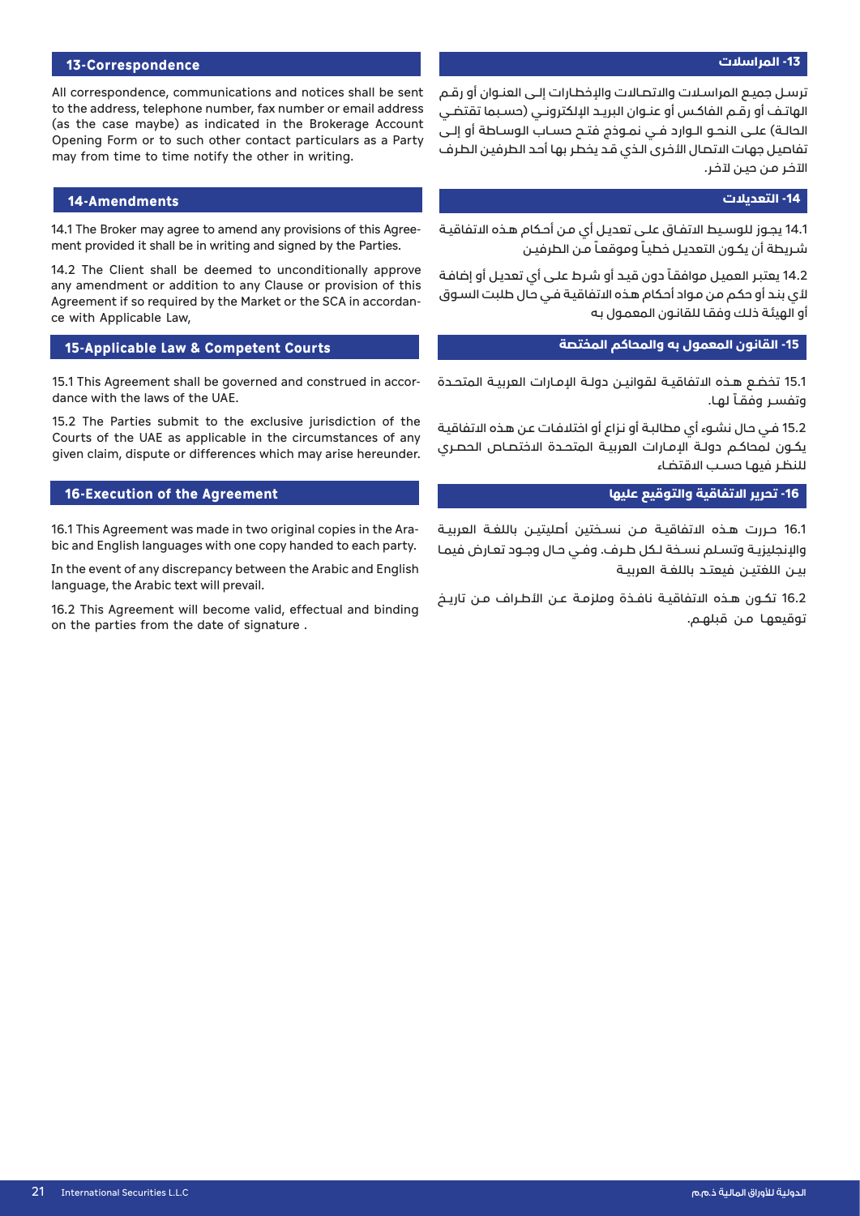## 13-Correspondence

All correspondence, communications and notices shall be sent to the address, telephone number, fax number or email address (as the case maybe) as indicated in the Brokerage Account Opening Form or to such other contact particulars as a Party may from time to time notify the other in writing.

## 13- المراسلات

ترسل جميع المراسلات والاتصالات والإخطارات إلى العنوان أو رقم الهاتف أو رقم الفاكس أو عنوان البريد الإلكتروني (حسبما تقتضي الحالة) على النحو الوارد في نموذج فتح حساب الوساطة أو إلى تفاصيل جهات الاتصال الأخرى الذي قد يخطر بها أحد الطرفين الطرف الآخر من حين لآخر.

## 14-Amendments

14.1 The Broker may agree to amend any provisions of this Agreement provided it shall be in writing and signed by the Parties.

14.2 The Client shall be deemed to unconditionally approve any amendment or addition to any Clause or provision of this Agreement if so required by the Market or the SCA in accordance with Applicable Law,

## 14- التعديلات

14.1 يجوز للوسيط الاتفاق على تعديل أي من أحكام هذه الاتفاقية شريطة أن يكون التعديل خطياً وموقعاً من الطرفين

14.2 يعتبر العميل موافقاً دون قيد أو شرط على أي تعديل أو إضافة لأي بند أو حكم من مواد أحكام هذه الاتفاقية في حال طلبت السوق أو الهيئة ذلك وفقا للقانون المعمول به

## 15-Applicable Law & Competent Courts

15.1 This Agreement shall be governed and construed in accordance with the laws of the UAE.

15.2 The Parties submit to the exclusive jurisdiction of the Courts of the UAE as applicable in the circumstances of any given claim, dispute or differences which may arise hereunder.

## 15- القانون المعمول به والمحاكم المختصة

15.1 تخضع هذه الاتفاقية لقوانين دولة الإمارات العربية المتحدة وتفسر وفقاً لها.

15.2 في حال نشوء أي مطالبة أو نزاع أو اختلافات عن هذه الاتفاقية يكون لمحاكم دولة الإمارات العربية المتحدة الاختصاص الحصري للنظر فيها حسب الاقتضاء

## 16-Execution of the Agreement

16.1 This Agreement was made in two original copies in the Arabic and English languages with one copy handed to each party.

In the event of any discrepancy between the Arabic and English language, the Arabic text will prevail.

16.2 This Agreement will become valid, effectual and binding on the parties from the date of signature .

## 16- تحرير الاتفاقية والتوقيع عليها

16.1 حررت هذه الاتفاقية من نسختين أصليتين باللغة العربية والإنجليزية وتسلم نسخة لكل طرف. وفي حال وجود تعارض فيما بين اللغتين فيعتد باللغة العربية

16.2 تكون هذه الاتفاقية نافذة وملزمة عن الأطراف من تاريخ توقيعها من قبلهم.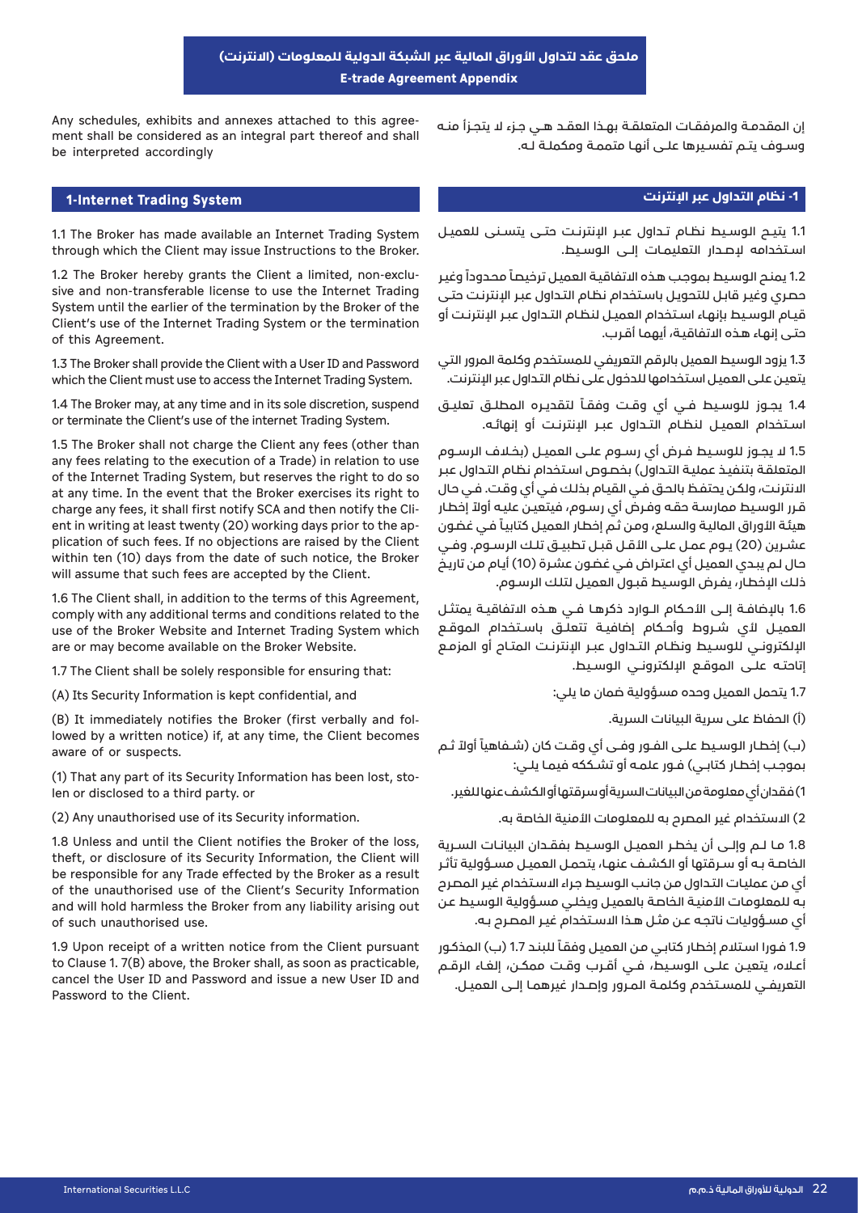## ملحق عقد لتداول الأوراق المالية عبر الشبكة الدولية للمعلومات (الانترنت)
## E-trade Agreement Appendix

Any schedules, exhibits and annexes attached to this agreement shall be considered as an integral part thereof and shall be interpreted accordingly

إن المقدمة والمرفقات المتعلقة بهذا العقد هي جزء لا يتجزأ منه وسوف يتم تفسيرها على أنها متممة ومكملة له.

### 1-Internet Trading System

1.1 The Broker has made available an Internet Trading System through which the Client may issue Instructions to the Broker.

1.2 The Broker hereby grants the Client a limited, non-exclusive and non-transferable license to use the Internet Trading System until the earlier of the termination by the Broker of the Client's use of the Internet Trading System or the termination of this Agreement.

1.3 The Broker shall provide the Client with a User ID and Password which the Client must use to access the Internet Trading System.

1.4 The Broker may, at any time and in its sole discretion, suspend or terminate the Client's use of the internet Trading System.

1.5 The Broker shall not charge the Client any fees (other than any fees relating to the execution of a Trade) in relation to use of the Internet Trading System, but reserves the right to do so at any time. In the event that the Broker exercises its right to charge any fees, it shall first notify SCA and then notify the Client in writing at least twenty (20) working days prior to the application of such fees. If no objections are raised by the Client within ten (10) days from the date of such notice, the Broker will assume that such fees are accepted by the Client.

1.6 The Client shall, in addition to the terms of this Agreement, comply with any additional terms and conditions related to the use of the Broker Website and Internet Trading System which are or may become available on the Broker Website.

1.7 The Client shall be solely responsible for ensuring that:

(A) Its Security Information is kept confidential, and

(B) It immediately notifies the Broker (first verbally and followed by a written notice) if, at any time, the Client becomes aware of or suspects.

(1) That any part of its Security Information has been lost, stolen or disclosed to a third party. or

(2) Any unauthorised use of its Security information.

1.8 Unless and until the Client notifies the Broker of the loss, theft, or disclosure of its Security Information, the Client will be responsible for any Trade effected by the Broker as a result of the unauthorised use of the Client's Security Information and will hold harmless the Broker from any liability arising out of such unauthorised use.

1.9 Upon receipt of a written notice from the Client pursuant to Clause 1. 7(B) above, the Broker shall, as soon as practicable, cancel the User ID and Password and issue a new User ID and Password to the Client.

### 1- نظام التداول عبر الإنترنت

1.1 يتيح الوسيط نظام تداول عبر الإنترنت حتى يتسنى للعميل استخدامه لإصدار التعليمات إلى الوسيط.

1.2 يمنح الوسيط بموجب هذه الاتفاقية العميل ترخيصاً محدوداً وغير حصري وغير قابل للتحويل باستخدام نظام التداول عبر الإنترنت حتى قيام الوسيط بإنهاء استخدام العميل لنظام التداول عبر الإنترنت أو حتى إنهاء هذه الاتفاقية، أيهما أقرب.

1.3 يزود الوسيط العميل بالرقم التعريفي للمستخدم وكلمة المرور التي يتعين على العميل استخدامها للدخول على نظام التداول عبر الإنترنت.

1.4 يجوز للوسيط في أي وقت وفقاً لتقديره المطلق تعليق استخدام العميل لنظام التداول عبر الإنترنت أو إنهائه.

1.5 لا يجوز للوسيط فرض أي رسوم على العميل (بخلاف الرسوم المتعلقة بتنفيذ عملية التداول) بخصوص استخدام نظام التداول عبر الانترنت، ولكن يحتفظ بالحق في القيام بذلك في أي وقت. في حال قرر الوسيط ممارسة حقه وفرض أي رسوم، فيتعين عليه أولاً إخطار هيئة الأوراق المالية والسلع، ومن ثم إخطار العميل كتابياً في غضون عشرين (20) يوم عمل على الأقل قبل تطبيق تلك الرسوم. وفي حال لم يبدي العميل أي اعتراض في غضون عشرة (10) أيام من تاريخ ذلك الإخطار، يفرض الوسيط قبول العميل لتلك الرسوم.

1.6 بالإضافة إلى الأحكام الوارد ذكرها في هذه الاتفاقية يمتثل العميل لأي شروط وأحكام إضافية تتعلق باستخدام الموقع الإلكتروني للوسيط ونظام التداول عبر الإنترنت المتاح أو المزمع إتاحته على الموقع الإلكتروني الوسيط.

1.7 يتحمل العميل وحده مسؤولية ضمان ما يلي:

(أ) الحفاظ على سرية البيانات السرية.

(ب) إخطار الوسيط على الفور وفي أي وقت كان (شفاهياً أولاً ثم بموجب إخطار كتابي) فور علمه أو تشككه فيما يلي:

1) فقدان أي معلومة من البيانات السرية أو سرقتها أو الكشف عنها للغير.

2) الاستخدام غير المصرح به للمعلومات الأمنية الخاصة به.

1.8 ما لم وإلى أن يخطر العميل الوسيط بفقدان البيانات السرية الخاصة به أو سرقتها أو الكشف عنها، يتحمل العميل مسؤولية تأثر أي من عمليات التداول من جانب الوسيط جراء الاستخدام غير المصرح به للمعلومات الأمنية الخاصة بالعميل ويخلي مسؤولية الوسيط عن أي مسؤوليات ناتجه عن مثل هذا الاستخدام غير المصرح به.

1.9 فوراً استلام إخطار كتابي من العميل وفقاً للبند 1.7 (ب) المذكور أعلاه، يتعين على الوسيط، في أقرب وقت ممكن، إلغاء الرقم التعريفي للمستخدم وكلمة المرور وإصدار غيرهما إلى العميل.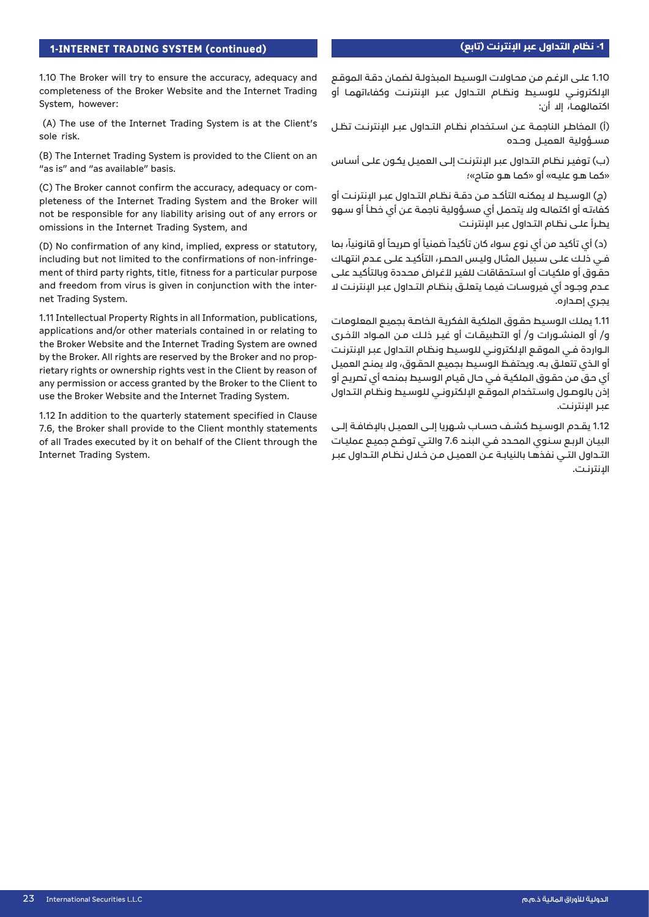## 1-INTERNET TRADING SYSTEM (continued)

1.10 The Broker will try to ensure the accuracy, adequacy and completeness of the Broker Website and the Internet Trading System, however:

(A) The use of the Internet Trading System is at the Client's sole risk.

(B) The Internet Trading System is provided to the Client on an "as is" and "as available" basis.

(C) The Broker cannot confirm the accuracy, adequacy or completeness of the Internet Trading System and the Broker will not be responsible for any liability arising out of any errors or omissions in the Internet Trading System, and

(D) No confirmation of any kind, implied, express or statutory, including but not limited to the confirmations of non-infringement of third party rights, title, fitness for a particular purpose and freedom from virus is given in conjunction with the internet Trading System.

1.11 Intellectual Property Rights in all Information, publications, applications and/or other materials contained in or relating to the Broker Website and the Internet Trading System are owned by the Broker. All rights are reserved by the Broker and no proprietary rights or ownership rights vest in the Client by reason of any permission or access granted by the Broker to the Client to use the Broker Website and the Internet Trading System.

1.12 In addition to the quarterly statement specified in Clause 7.6, the Broker shall provide to the Client monthly statements of all Trades executed by it on behalf of the Client through the Internet Trading System.

## 1- نظام التداول عبر الإنترنت (تابع)

1.10 على الرغم من محاولات الوسيط المبذولة لضمان دقة الموقع الإلكتروني للوسيط ونظام التداول عبر الإنترنت وكفاءتهما أو اكتمالهما، إلا أن:

(أ) المخاطر الناجمة عن استخدام نظام التداول عبر الإنترنت تظل مسؤولية العميل وحده

(ب) توفير نظام التداول عبر الإنترنت إلى العميل يكون على أساس «كما هو عليه» أو «كما هو متاح»؛

(ج) الوسيط لا يمكنه التأكد من دقة نظام التداول عبر الإنترنت أو كفاءته أو اكتماله ولا يتحمل أي مسؤولية ناجمة عن أي خطأ أو سهو يطرأ على نظام التداول عبر الإنترنت

(د) أي تأكيد من أي نوع سواء كان تأكيداً ضمنياً أو صريحاً أو قانونياً، بما في ذلك على سبيل المثال وليس الحصر، التأكيد على عدم انتهاك حقوق أو ملكيات أو استحقاقات للغير لأغراض محددة وبالتأكيد على عدم وجود أي فيروسات فيما يتعلق بنظام التداول عبر الإنترنت لا يجري إصداره.

1.11 يملك الوسيط حقوق الملكية الفكرية الخاصة بجميع المعلومات و/ أو المنشورات و/ أو التطبيقات أو غير ذلك من المواد الأخرى الواردة في الموقع الإلكتروني للوسيط ونظام التداول عبر الإنترنت أو الذي تتعلق به. ويحتفظ الوسيط بجميع الحقوق، ولا يمنح العميل أي حق من حقوق الملكية في حال قيام الوسيط بمنحه أي تصريح أو إذن بالوصول واستخدام الموقع الإلكتروني للوسيط ونظام التداول عبر الإنترنت.

1.12 يقدم الوسيط كشف حساب شهريا إلى العميل بالإضافة إلى البيان الربع سنوي المحدد في البند 7.6 والتي توضح جميع عمليات التداول التي نفذها بالنيابة عن العميل من خلال نظام التداول عبر الإنترنت.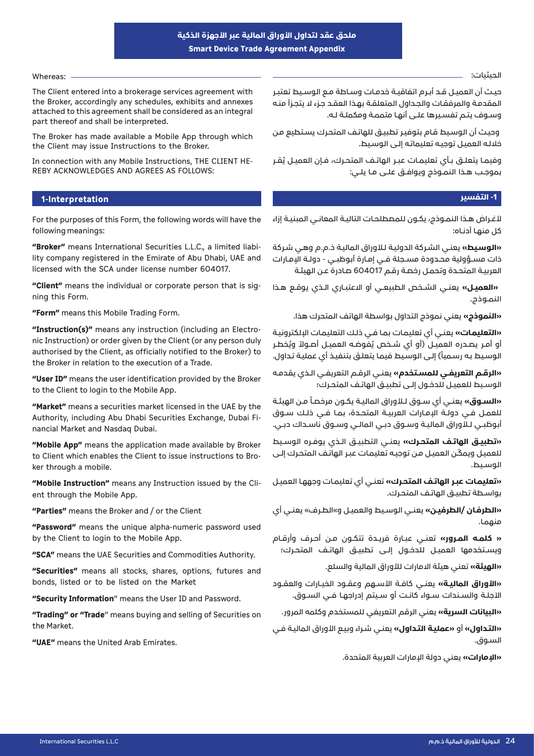# ملحق عقد لتداول الأوراق المالية عبر الأجهزة الذكية
# Smart Device Trade Agreement Appendix

Whereas:

The Client entered into a brokerage services agreement with the Broker, accordingly any schedules, exhibits and annexes attached to this agreement shall be considered as an integral part thereof and shall be interpreted.

The Broker has made available a Mobile App through which the Client may issue Instructions to the Broker.

In connection with any Mobile Instructions, THE CLIENT HEREBY ACKNOWLEDGES AND AGREES AS FOLLOWS:

## 1-Interpretation

For the purposes of this Form, the following words will have the following meanings:

**"Broker"** means International Securities L.L.C., a limited liability company registered in the Emirate of Abu Dhabi, UAE and licensed with the SCA under license number 604017.

**"Client"** means the individual or corporate person that is signing this Form.

**"Form"** means this Mobile Trading Form.

**"Instruction(s)"** means any instruction (including an Electronic Instruction) or order given by the Client (or any person duly authorised by the Client, as officially notified to the Broker) to the Broker in relation to the execution of a Trade.

**"User ID"** means the user identification provided by the Broker to the Client to login to the Mobile App.

**"Market"** means a securities market licensed in the UAE by the Authority, including Abu Dhabi Securities Exchange, Dubai Financial Market and Nasdaq Dubai.

**"Mobile App"** means the application made available by Broker to Client which enables the Client to issue instructions to Broker through a mobile.

**"Mobile Instruction"** means any Instruction issued by the Client through the Mobile App.

**"Parties"** means the Broker and / or the Client

**"Password"** means the unique alpha-numeric password used by the Client to login to the Mobile App.

**"SCA"** means the UAE Securities and Commodities Authority.

**"Securities"** means all stocks, shares, options, futures and bonds, listed or to be listed on the Market

**"Security Information"** means the User ID and Password.

**"Trading" or "Trade"** means buying and selling of Securities on the Market.

**"UAE"** means the United Arab Emirates.

الحيثيات:

حيث أن العميل قد أبرم اتفاقية خدمات وساطة مع الوسيط تعتبر المقدمة والمرفقات والجداول المتعلقة بهذا العقد جزء لا يتجزأ منه وسوف يتم تفسيرها على أنها متممة ومكملة له.

وحيث أن الوسيط قام بتوفير تطبيق للهاتف المتحرك يستطيع من خلاله العميل توجيه تعليماته إلى الوسيط.

وفيما يتعلق بأي تعليمات عبر الهاتف المتحرك، فإن العميل يُقر بموجب هذا النموذج ويوافق على ما يلي:

## 1- التفسير

لأغراض هذا النموذج، يكون للمصطلحات التالية المعاني المبنية إزاء كل منها أدناه:

**«الوسيط»** يعني الشركة الدولية للأوراق المالية ذ.م.م وهي شركة ذات مسؤولية محدودة مسجلة في إمارة أبوظبي - دولة الإمارات العربية المتحدة وتحمل رخصة رقم 604017 صادرة عن الهيئة

**«العميل»** يعني الشخص الطبيعي أو الاعتباري الذي يوقع هذا النموذج.

**«النموذج»** يعني نموذج التداول بواسطة الهاتف المتحرك هذا.

**«التعليمات»** يعني أي تعليمات بما في ذلك التعليمات الإلكترونية أو أمر يصدره العميل (أو أي شخص يُفوضه العميل أصولاً ويُخطر الوسيط به رسمياً) إلى الوسيط فيما يتعلق بتنفيذ أي عملية تداول.

**«الرقم التعريفي للمستخدم»** يعني الرقم التعريفي الذي يقدمه الوسيط للعميل للدخول إلى تطبيق الهاتف المتحرك؛

**«السوق»** يعني أي سوق للأوراق المالية يكون مرخصاً من الهيئة للعمل في دولة الإمارات العربية المتحدة، بما في ذلك سوق أبوظبي للأوراق المالية وسوق دبي المالي وسوق ناسداك دبي.

**«تطبيق الهاتف المتحرك»** يعني التطبيق الذي يوفره الوسيط للعميل ويمكّن العميل من توجيه تعليمات عبر الهاتف المتحرك إلى الوسيط.

**«تعليمات عبر الهاتف المتحرك»** تعني أي تعليمات وجهها العميل بواسطة تطبيق الهاتف المتحرك.

**«الطرفان /الطرفين»** يعني الوسيط والعميل و«الطرف» يعني أي منهما.

**« كلمه المرور»** تعني عبارة فريدة تتكون من أحرف وأرقام ويستخدمها العميل للدخول إلى تطبيق الهاتف المتحرك؛

**«الهيئة»** تعني هيئة الامارات للأوراق المالية والسلع.

**«الأوراق المالية»** يعني كافة الأسهم وعقود الخيارات والعقود الآجلة والسندات سواء كانت أو سيتم إدراجها في السوق.

**«البيانات السرية»** يعني الرقم التعريفي للمستخدم وكلمه المرور.

**«التداول»** أو **«عملية التداول»** يعني شراء وبيع الأوراق المالية في السوق.

**«الإمارات»** يعني دولة الإمارات العربية المتحدة.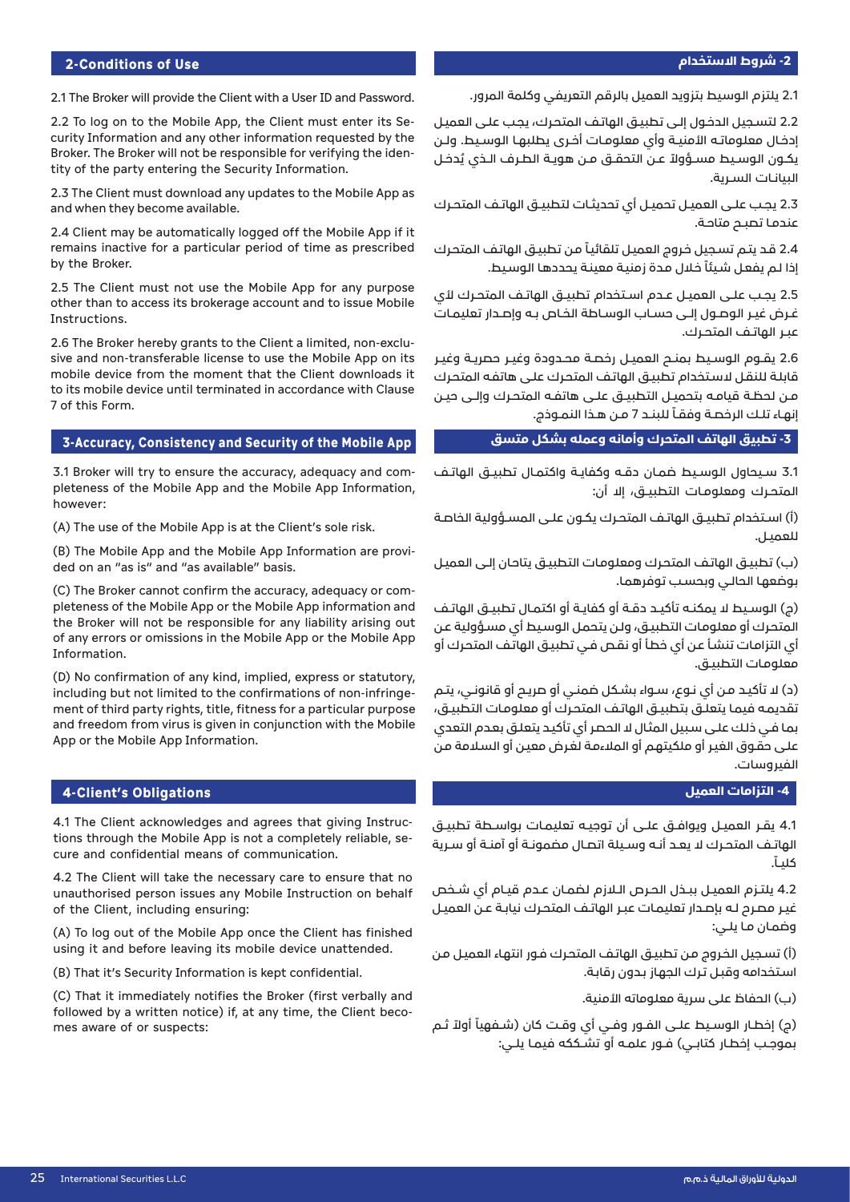## 2-Conditions of Use

2.1 The Broker will provide the Client with a User ID and Password.

2.2 To log on to the Mobile App, the Client must enter its Security Information and any other information requested by the Broker. The Broker will not be responsible for verifying the identity of the party entering the Security Information.

2.3 The Client must download any updates to the Mobile App as and when they become available.

2.4 Client may be automatically logged off the Mobile App if it remains inactive for a particular period of time as prescribed by the Broker.

2.5 The Client must not use the Mobile App for any purpose other than to access its brokerage account and to issue Mobile Instructions.

2.6 The Broker hereby grants to the Client a limited, non-exclusive and non-transferable license to use the Mobile App on its mobile device from the moment that the Client downloads it to its mobile device until terminated in accordance with Clause 7 of this Form.

## 3-Accuracy, Consistency and Security of the Mobile App

3.1 Broker will try to ensure the accuracy, adequacy and completeness of the Mobile App and the Mobile App Information, however:

(A) The use of the Mobile App is at the Client's sole risk.

(B) The Mobile App and the Mobile App Information are provided on an "as is" and "as available" basis.

(C) The Broker cannot confirm the accuracy, adequacy or completeness of the Mobile App or the Mobile App information and the Broker will not be responsible for any liability arising out of any errors or omissions in the Mobile App or the Mobile App Information.

(D) No confirmation of any kind, implied, express or statutory, including but not limited to the confirmations of non-infringement of third party rights, title, fitness for a particular purpose and freedom from virus is given in conjunction with the Mobile App or the Mobile App Information.

## 4-Client's Obligations

4.1 The Client acknowledges and agrees that giving Instructions through the Mobile App is not a completely reliable, secure and confidential means of communication.

4.2 The Client will take the necessary care to ensure that no unauthorised person issues any Mobile Instruction on behalf of the Client, including ensuring:

(A) To log out of the Mobile App once the Client has finished using it and before leaving its mobile device unattended.

(B) That it's Security Information is kept confidential.

(C) That it immediately notifies the Broker (first verbally and followed by a written notice) if, at any time, the Client becomes aware of or suspects:

## 2- شروط الاستخدام

2.1 يلتزم الوسيط بتزويد العميل بالرقم التعريفي وكلمة المرور.

2.2 لتسجيل الدخول إلى تطبيق الهاتف المتحرك، يجب على العميل إدخال معلوماته الأمنية وأي معلومات أخرى يطلبها الوسيط. ولن يكون الوسيط مسؤولاً عن التحقق من هوية الطرف الذي يُدخل البيانات السرية.

2.3 يجب على العميل تحميل أي تحديثات لتطبيق الهاتف المتحرك عندما تصبح متاحة.

2.4 قد يتم تسجيل خروج العميل تلقائياً من تطبيق الهاتف المتحرك إذا لم يفعل شيئاً خلال مدة زمنية معينة يحددها الوسيط.

2.5 يجب على العميل عدم استخدام تطبيق الهاتف المتحرك لأي غرض غير الوصول إلى حساب الوساطة الخاص به وإصدار تعليمات عبر الهاتف المتحرك.

2.6 يقوم الوسيط بمنح العميل رخصة محدودة وغير حصرية وغير قابلة للنقل لاستخدام تطبيق الهاتف المتحرك على هاتفه المتحرك من لحظة قيامه بتحميل التطبيق على هاتفه المتحرك وإلى حين إنهاء تلك الرخصة وفقاً للبند 7 من هذا النموذج.

## 3- تطبيق الهاتف المتحرك وأمانه وعمله بشكل متسق

3.1 سيحاول الوسيط ضمان دقه وكفاية واكتمال تطبيق الهاتف المتحرك ومعلومات التطبيق، إلا أن:

(أ) استخدام تطبيق الهاتف المتحرك يكون على المسؤولية الخاصة للعميل.

(ب) تطبيق الهاتف المتحرك ومعلومات التطبيق يتاحان إلى العميل بوضعها الحالي وبحسب توفرهما.

(ج) الوسيط لا يمكنه تأكيد دقة أو كفاية أو اكتمال تطبيق الهاتف المتحرك أو معلومات التطبيق، ولن يتحمل الوسيط أي مسؤولية عن أي التزامات تنشأ عن أي خطأ أو نقص في تطبيق الهاتف المتحرك أو معلومات التطبيق.

(د) لا تأكيد من أي نوع، سواء بشكل ضمني أو صريح أو قانوني، يتم تقديمه فيما يتعلق بتطبيق الهاتف المتحرك أو معلومات التطبيق، بما في ذلك على سبيل المثال لا الحصر أي تأكيد يتعلق بعدم التعدي على حقوق الغير أو ملكيتهم أو الملاءمة لغرض معين أو السلامة من الفيروسات.

## 4- التزامات العميل

4.1 يقر العميل ويوافق على أن توجيه تعليمات بواسطة تطبيق الهاتف المتحرك لا يعد أنه وسيلة اتصال مضمونة أو آمنة أو سرية كلياً.

4.2 يلتزم العميل ببذل الحرص اللازم لضمان عدم قيام أي شخص غير مصرح له بإصدار تعليمات عبر الهاتف المتحرك نيابة عن العميل وضمان ما يلي:

(أ) تسجيل الخروج من تطبيق الهاتف المتحرك فور انتهاء العميل من استخدامه وقبل ترك الجهاز بدون رقابة.

(ب) الحفاظ على سرية معلوماته الأمنية.

(ج) إخطار الوسيط على الفور وفي أي وقت كان (شفهياً أولاً ثم بموجب إخطار كتابي) فور علمه أو تشككه فيما يلي: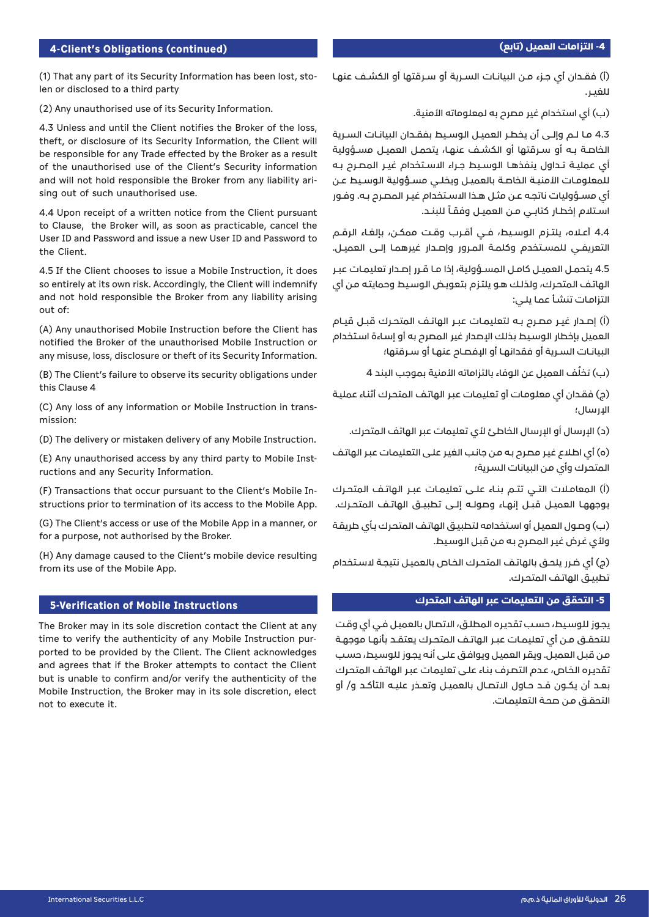## 4-Client's Obligations (continued)

(1) That any part of its Security Information has been lost, stolen or disclosed to a third party

(2) Any unauthorised use of its Security Information.

4.3 Unless and until the Client notifies the Broker of the loss, theft, or disclosure of its Security Information, the Client will be responsible for any Trade effected by the Broker as a result of the unauthorised use of the Client's Security information and will not hold responsible the Broker from any liability arising out of such unauthorised use.

4.4 Upon receipt of a written notice from the Client pursuant to Clause, the Broker will, as soon as practicable, cancel the User ID and Password and issue a new User ID and Password to the Client.

4.5 If the Client chooses to issue a Mobile Instruction, it does so entirely at its own risk. Accordingly, the Client will indemnify and not hold responsible the Broker from any liability arising out of:

(A) Any unauthorised Mobile Instruction before the Client has notified the Broker of the unauthorised Mobile Instruction or any misuse, loss, disclosure or theft of its Security Information.

(B) The Client's failure to observe its security obligations under this Clause 4

(C) Any loss of any information or Mobile Instruction in transmission:

(D) The delivery or mistaken delivery of any Mobile Instruction.

(E) Any unauthorised access by any third party to Mobile Instructions and any Security Information.

(F) Transactions that occur pursuant to the Client's Mobile Instructions prior to termination of its access to the Mobile App.

(G) The Client's access or use of the Mobile App in a manner, or for a purpose, not authorised by the Broker.

(H) Any damage caused to the Client's mobile device resulting from its use of the Mobile App.

## 5-Verification of Mobile Instructions

The Broker may in its sole discretion contact the Client at any time to verify the authenticity of any Mobile Instruction purported to be provided by the Client. The Client acknowledges and agrees that if the Broker attempts to contact the Client but is unable to confirm and/or verify the authenticity of the Mobile Instruction, the Broker may in its sole discretion, elect not to execute it.

## 4- التزامات العميل (تابع)

(أ) فقدان أي جزء من البيانات السرية أو سرقتها أو الكشف عنها للغير.

(ب) أي استخدام غير مصرح به لمعلوماته الأمنية.

4.3 ما لم وإلى أن يخطر العميل الوسيط بفقدان البيانات السرية الخاصة به أو سرقتها أو الكشف عنها، يتحمل العميل مسؤولية أي عملية تداول ينفذها الوسيط جراء الاستخدام غير المصرح به للمعلومات الأمنية الخاصة بالعميل ويخلي مسؤولية الوسيط عن أي مسؤوليات ناتجه عن مثل هذا الاستخدام غير المصرح به. وفور استلام إخطار كتابي من العميل وفقاً للبند.

4.4 أعلاه، يلتزم الوسيط، في أقرب وقت ممكن، بإلغاء الرقم التعريفي للمستخدم وكلمة المرور وإصدار غيرهما إلى العميل.

4.5 يتحمل العميل كامل المسؤولية، إذا ما قرر إصدار تعليمات عبر الهاتف المتحرك، ولذلك هو يلتزم بتعويض الوسيط وحمايته من أي التزامات تنشأ عما يلي:

(أ) إصدار غير مصرح به لتعليمات عبر الهاتف المتحرك قبل قيام العميل بإخطار الوسيط بذلك الإصدار غير المصرح به أو إساءة استخدام البيانات السرية أو فقدانها أو الإفصاح عنها أو سرقتها؛

(ب) تخلُف العميل عن الوفاء بالتزاماته الأمنية بموجب البند 4

(ج) فقدان أي معلومات أو تعليمات عبر الهاتف المتحرك أثناء عملية الإرسال؛

(د) الإرسال أو الإرسال الخاطئ لأي تعليمات عبر الهاتف المتحرك.

(ه) أي اطلاع غير مصرح به من جانب الغير على التعليمات عبر الهاتف المتحرك وأي من البيانات السرية؛

(أ) المعاملات التي تتم بناء على تعليمات عبر الهاتف المتحرك يوجهها العميل قبل إنهاء وصوله إلى تطبيق الهاتف المتحرك.

(ب) وصول العميل أو استخدامه لتطبيق الهاتف المتحرك بأي طريقة ولأي غرض غير المصرح به من قبل الوسيط.

(ج) أي ضرر يلحق بالهاتف المتحرك الخاص بالعميل نتيجة لاستخدام تطبيق الهاتف المتحرك.

## 5- التحقق من التعليمات عبر الهاتف المتحرك

يجوز للوسيط، حسب تقديره المطلق، الاتصال بالعميل في أي وقت للتحقق من أي تعليمات عبر الهاتف المتحرك يعتقد بأنها موجهة من قبل العميل. ويقر العميل ويوافق على أنه يجوز للوسيط، حسب تقديره الخاص، عدم التصرف بناء على تعليمات عبر الهاتف المتحرك بعد أن يكون قد حاول الاتصال بالعميل وتعذر عليه التأكد و/ أو التحقق من صحة التعليمات.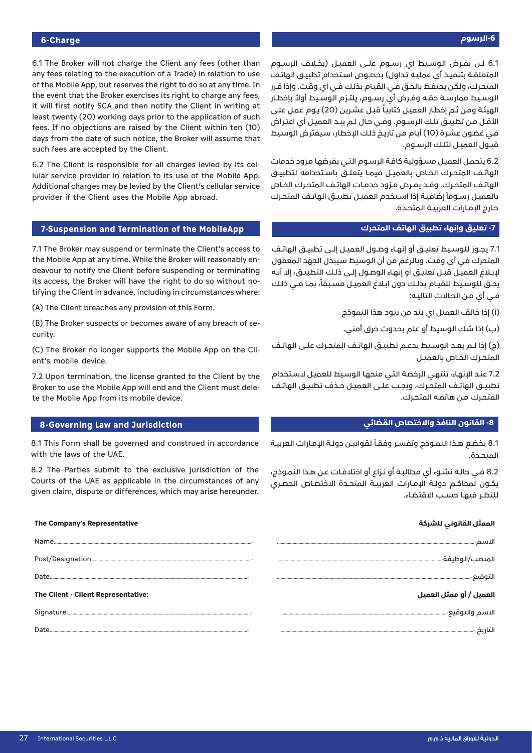## 6-Charge

6.1 The Broker will not charge the Client any fees (other than any fees relating to the execution of a Trade) in relation to use of the Mobile App, but reserves the right to do so at any time. In the event that the Broker exercises its right to charge any fees, it will first notify SCA and then notify the Client in writing at least twenty (20) working days prior to the application of such fees. If no objections are raised by the Client within ten (10) days from the date of such notice, the Broker will assume that such fees are accepted by the Client.

6.2 The Client is responsible for all charges levied by its cellular service provider in relation to its use of the Mobile App. Additional charges may be levied by the Client's cellular service provider if the Client uses the Mobile App abroad.

## 6-الرسوم

6.1 لن يفرض الوسيط أي رسوم على العميل (بخلاف الرسوم المتعلقة بتنفيذ أي عملية تداول) بخصوص استخدام تطبيق الهاتف المتحرك، ولكن يحتفظ بالحق في القيام بذلك في أي وقت. وإذا قرر الوسيط ممارسة حقه وفرض أي رسوم، يلتزم الوسيط أولاً بإخطار الهيئة ومن ثم إخطار العميل كتابياً قبل عشرين (20) يوم عمل على الأقل من تطبيق تلك الرسوم. وفي حال لم يبد العميل أي اعتراض في غضون عشرة (10) أيام من تاريخ ذلك الإخطار، سيفترض الوسيط قبول العميل لتلك الرسوم.

6.2 يتحمل العميل مسؤولية كافة الرسوم التي يفرضها مزود خدمات الهاتف المتحرك الخاص بالعميل فيما يتعلق باستخدامه لتطبيق الهاتف المتحرك. وقد يفرض مزود خدمات الهاتف المتحرك الخاص بالعميل رسوماً إضافية إذا استخدم العميل تطبيق الهاتف المتحرك خارج الإمارات العربية المتحدة.

## 7-Suspension and Termination of the MobileApp

7.1 The Broker may suspend or terminate the Client's access to the Mobile App at any time. While the Broker will reasonably endeavour to notify the Client before suspending or terminating its access, the Broker will have the right to do so without notifying the Client in advance, including in circumstances where:

(A) The Client breaches any provision of this Form.

(B) The Broker suspects or becomes aware of any breach of security.

(C) The Broker no longer supports the Mobile App on the Client's mobile device.

7.2 Upon termination, the license granted to the Client by the Broker to use the Mobile App will end and the Client must delete the Mobile App from its mobile device.

## 7- تعليق وإنهاء تطبيق الهاتف المتحرك

7.1 يجوز للوسيط تعليق أو إنهاء وصول العميل إلى تطبيق الهاتف المتحرك في أي وقت. وبالرغم من أن الوسيط سيبذل الجهد المعقول لإبلاغ العميل قبل تعليق أو إنهاء الوصول إلى ذلك التطبيق، إلا أنه يحق للوسيط للقيام بذلك دون ابلاغ العميل مسبقاً، بما في ذلك في أي من الحالات التالية:

(أ) إذا خالف العميل أي بند من بنود هذا النموذج

(ب) إذا شك الوسيط أو علم بحدوث خرق أمني.

(ج) إذا لم يعد الوسيط يدعم تطبيق الهاتف المتحرك على الهاتف المتحرك الخاص بالعميل

7.2 عند الإنهاء، تنتهي الرخصة التي منحها الوسيط للعميل لاستخدام تطبيق الهاتف المتحرك، ويجب على العميل حذف تطبيق الهاتف المتحرك من هاتفه المتحرك.

## 8-Governing Law and Jurisdiction

8.1 This Form shall be governed and construed in accordance with the laws of the UAE.

8.2 The Parties submit to the exclusive jurisdiction of the Courts of the UAE as applicable in the circumstances of any given claim, dispute or differences, which may arise hereunder.

## 8- القانون النافذ والاختصاص القضائي

8.1 يخضع هذا النموذج ويُفسر وفقاً لقوانين دولة الإمارات العربية المتحدة.

8.2 في حالة نشوء أي مطالبة أو نزاع أو اختلافات عن هذا النموذج، يكون لمحاكم دولة الإمارات العربية المتحدة الاختصاص الحصري للنظر فيها حسب الاقتضاء.

**The Company's Representative**

Name.......................................................................................................

Post/Designation.......................................................................................

Date.......................................................................................................

**The Client - Client Representative:**

Signature.................................................................................................

Date.......................................................................................................

**الممثل القانوني للشركة**

الاسم.......................................................................................................

المنصب/الوظيفة.......................................................................................

التوقيع.......................................................................................................

**العميل / أو ممثل العميل**

الاسم والتوقيع.......................................................................................

التاريخ .......................................................................................................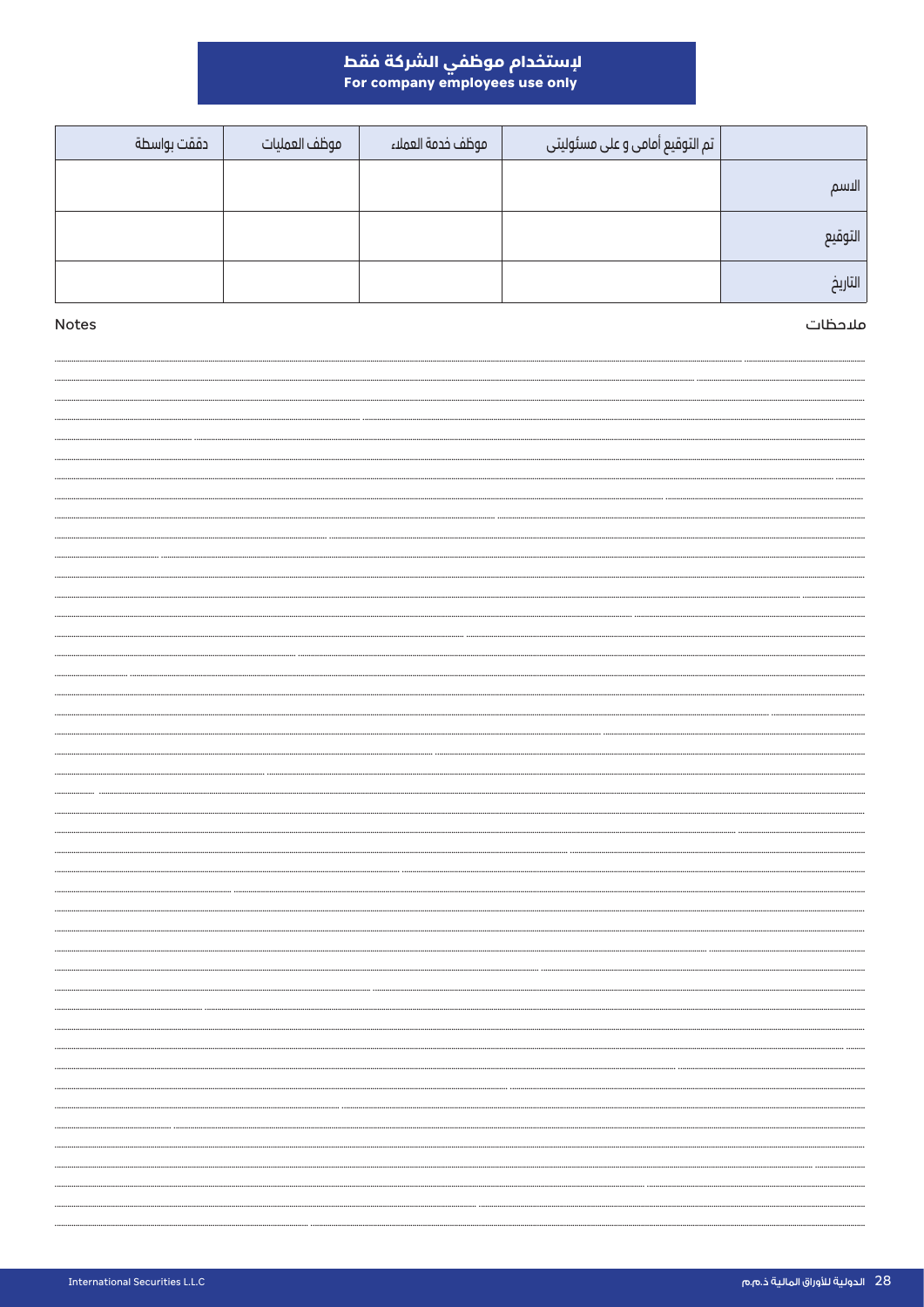## لإستخدام موظفي الشركة فقط
## For company employees use only

| | تم التوقيع أمامي و على مسئوليتي | موظف خدمة العملاء | موظف العمليات | دققت بواسطة |
|---|---|---|---|---|
| الاسم | | | | |
| التوقيع | | | | |
| التاريخ | | | | |

ملاحظات

Notes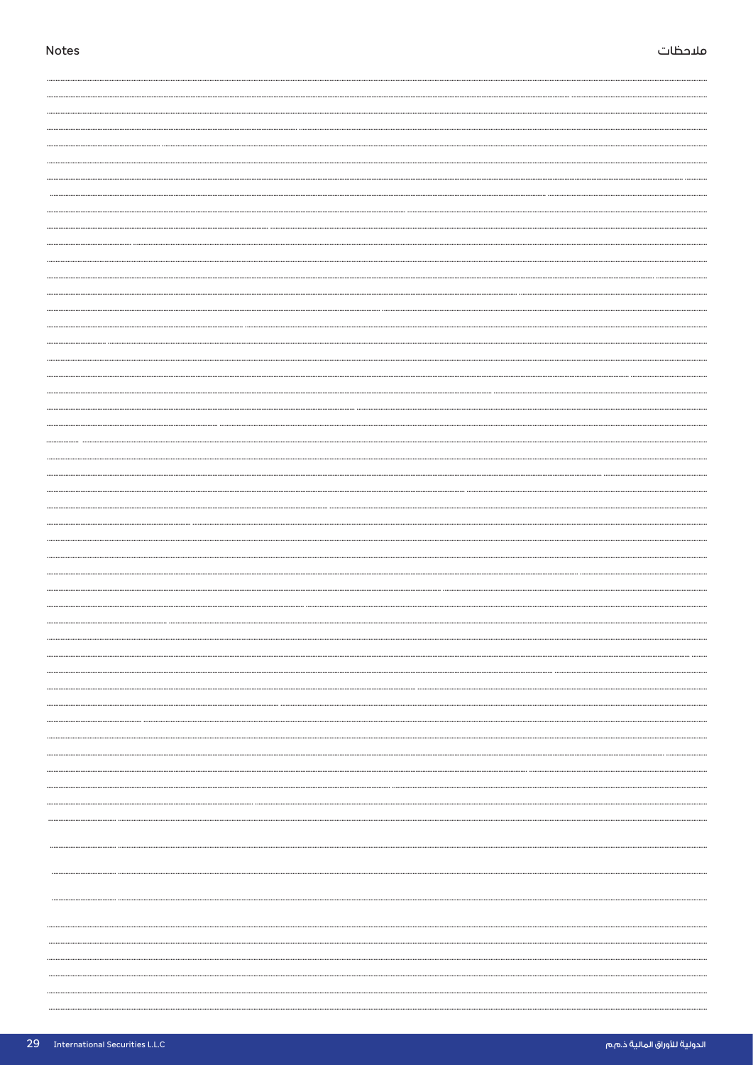Notes

ملاحظات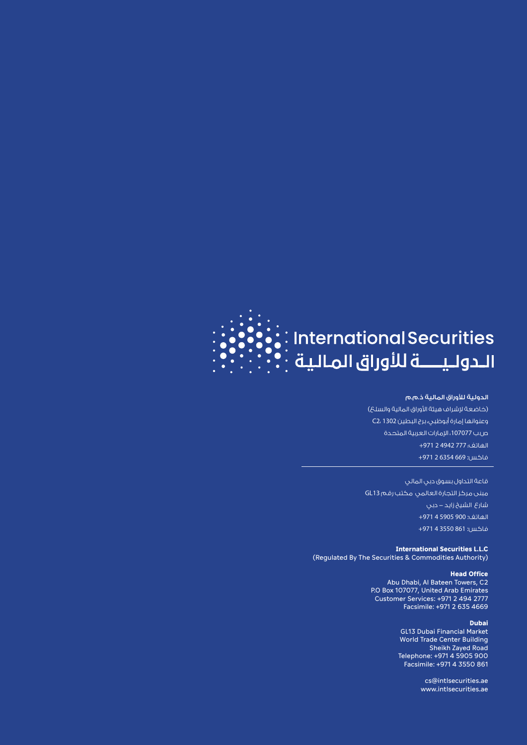International Securities
الــدولـيـــــة للأوراق المـاليـة

**الدولية للأوراق المالية ذ.م.م**

(خاضعة لإشراف هيئة الأوراق المالية والسلع)

وعنوانها إمارة أبوظبي، برج البطين C2، 1302

ص.ب 107077، الإمارات العربية المتحدة

الهاتف: 777 4942 2 971+

فاكس: 669 6354 2 971+

---

قاعة التداول بسوق دبي المالي

مبنى مركز التجارة العالمي مكتب رقم GL13

شارع الشيخ زايد – دبي

الهاتف: 900 5905 4 971+

فاكس: 861 3550 4 971+

**International Securities L.L.C**
(Regulated By The Securities & Commodities Authority)

**Head Office**
Abu Dhabi, Al Bateen Towers, C2
P.O Box 107077, United Arab Emirates
Customer Services: +971 2 494 2777
Facsimile: +971 2 635 4669

**Dubai**
GL13 Dubai Financial Market
World Trade Center Building
Sheikh Zayed Road
Telephone: +971 4 5905 900
Facsimile: +971 4 3550 861

cs@intlsecurities.ae
www.intlsecurities.ae